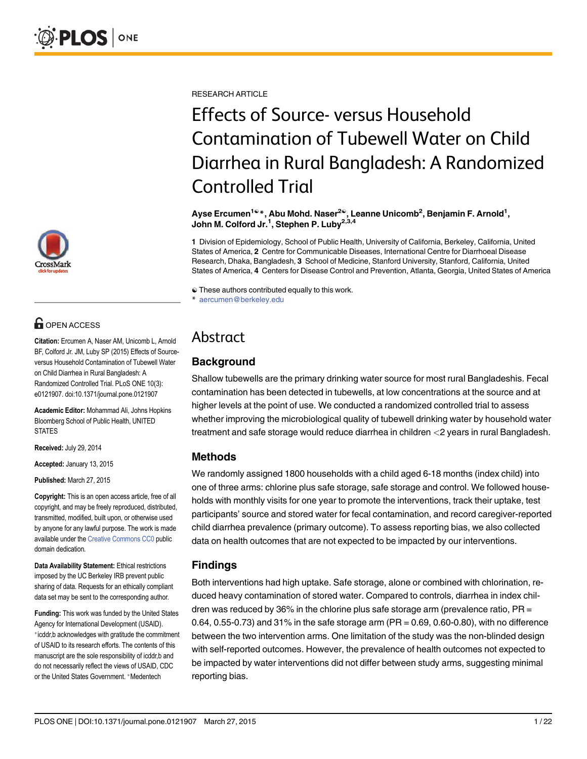RESEARCH ARTICLE

# Effects of Source- versus Household Contamination of Tubewell Water on Child Diarrhea in Rural Bangladesh: A Randomized Controlled Trial

**Ayse Ercumen[1☯]*, Abu Mohd. Naser[2☯], Leanne Unicomb[2], Benjamin F. Arnold[1], John M. Colford Jr.[1], Stephen P. Luby[2,3,4]**

**1** Division of Epidemiology, School of Public Health, University of California, Berkeley, California, United States of America, **2** Centre for Communicable Diseases, International Centre for Diarrhoeal Disease Research, Dhaka, Bangladesh, **3** School of Medicine, Stanford University, Stanford, California, United States of America, **4** Centers for Disease Control and Prevention, Atlanta, Georgia, United States of America

☯ These authors contributed equally to this work.
* aercumen@berkeley.edu

OPEN ACCESS

**Citation:** Ercumen A, Naser AM, Unicomb L, Arnold BF, Colford Jr. JM, Luby SP (2015) Effects of Source- versus Household Contamination of Tubewell Water on Child Diarrhea in Rural Bangladesh: A Randomized Controlled Trial. PLoS ONE 10(3): e0121907. doi:10.1371/journal.pone.0121907

**Academic Editor:** Mohammad Ali, Johns Hopkins Bloomberg School of Public Health, UNITED STATES

**Received:** July 29, 2014

**Accepted:** January 13, 2015

**Published:** March 27, 2015

**Copyright:** This is an open access article, free of all copyright, and may be freely reproduced, distributed, transmitted, modified, built upon, or otherwise used by anyone for any lawful purpose. The work is made available under the Creative Commons CC0 public domain dedication.

**Data Availability Statement:** Ethical restrictions imposed by the UC Berkeley IRB prevent public sharing of data. Requests for an ethically compliant data set may be sent to the corresponding author.

**Funding:** This work was funded by the United States Agency for International Development (USAID). icddr,b acknowledges with gratitude the commitment of USAID to its research efforts. The contents of this manuscript are the sole responsibility of icddr,b and do not necessarily reflect the views of USAID, CDC or the United States Government. Medentech

## Abstract

### Background

Shallow tubewells are the primary drinking water source for most rural Bangladeshis. Fecal contamination has been detected in tubewells, at low concentrations at the source and at higher levels at the point of use. We conducted a randomized controlled trial to assess whether improving the microbiological quality of tubewell drinking water by household water treatment and safe storage would reduce diarrhea in children <2 years in rural Bangladesh.

### Methods

We randomly assigned 1800 households with a child aged 6-18 months (index child) into one of three arms: chlorine plus safe storage, safe storage and control. We followed households with monthly visits for one year to promote the interventions, track their uptake, test participants' source and stored water for fecal contamination, and record caregiver-reported child diarrhea prevalence (primary outcome). To assess reporting bias, we also collected data on health outcomes that are not expected to be impacted by our interventions.

### Findings

Both interventions had high uptake. Safe storage, alone or combined with chlorination, reduced heavy contamination of stored water. Compared to controls, diarrhea in index children was reduced by 36% in the chlorine plus safe storage arm (prevalence ratio, PR = 0.64, 0.55-0.73) and 31% in the safe storage arm (PR = 0.69, 0.60-0.80), with no difference between the two intervention arms. One limitation of the study was the non-blinded design with self-reported outcomes. However, the prevalence of health outcomes not expected to be impacted by water interventions did not differ between study arms, suggesting minimal reporting bias.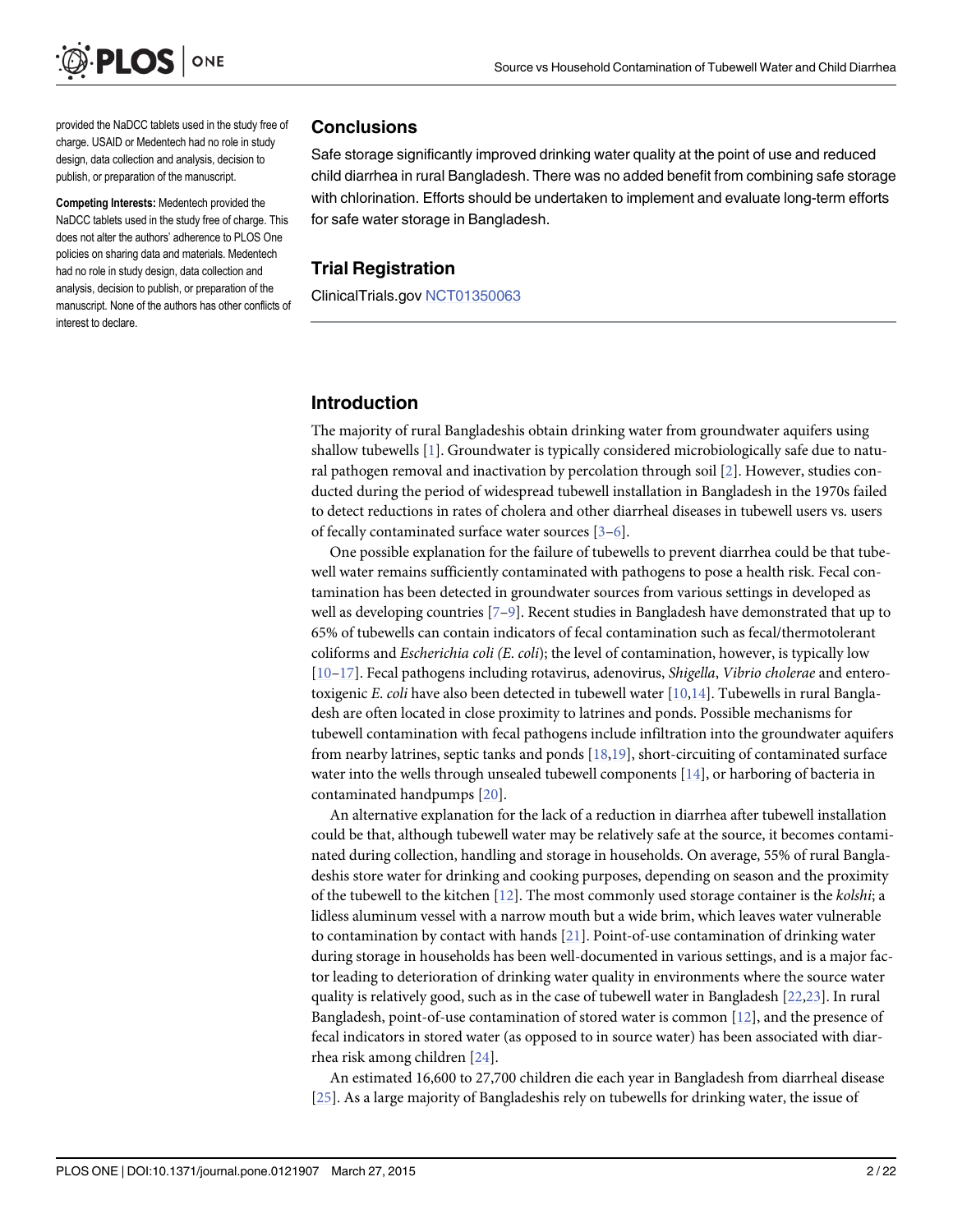provided the NaDCC tablets used in the study free of charge. USAID or Medentech had no role in study design, data collection and analysis, decision to publish, or preparation of the manuscript.

**Competing Interests:** Medentech provided the NaDCC tablets used in the study free of charge. This does not alter the authors' adherence to PLOS One policies on sharing data and materials. Medentech had no role in study design, data collection and analysis, decision to publish, or preparation of the manuscript. None of the authors has other conflicts of interest to declare.

## Conclusions

Safe storage significantly improved drinking water quality at the point of use and reduced child diarrhea in rural Bangladesh. There was no added benefit from combining safe storage with chlorination. Efforts should be undertaken to implement and evaluate long-term efforts for safe water storage in Bangladesh.

## Trial Registration

ClinicalTrials.gov NCT01350063

## Introduction

The majority of rural Bangladeshis obtain drinking water from groundwater aquifers using shallow tubewells [1]. Groundwater is typically considered microbiologically safe due to natural pathogen removal and inactivation by percolation through soil [2]. However, studies conducted during the period of widespread tubewell installation in Bangladesh in the 1970s failed to detect reductions in rates of cholera and other diarrheal diseases in tubewell users vs. users of fecally contaminated surface water sources [3–6].

One possible explanation for the failure of tubewells to prevent diarrhea could be that tubewell water remains sufficiently contaminated with pathogens to pose a health risk. Fecal contamination has been detected in groundwater sources from various settings in developed as well as developing countries [7–9]. Recent studies in Bangladesh have demonstrated that up to 65% of tubewells can contain indicators of fecal contamination such as fecal/thermotolerant coliforms and *Escherichia coli (E. coli)*; the level of contamination, however, is typically low [10–17]. Fecal pathogens including rotavirus, adenovirus, *Shigella*, *Vibrio cholerae* and enterotoxigenic *E. coli* have also been detected in tubewell water [10,14]. Tubewells in rural Bangladesh are often located in close proximity to latrines and ponds. Possible mechanisms for tubewell contamination with fecal pathogens include infiltration into the groundwater aquifers from nearby latrines, septic tanks and ponds [18,19], short-circuiting of contaminated surface water into the wells through unsealed tubewell components [14], or harboring of bacteria in contaminated handpumps [20].

An alternative explanation for the lack of a reduction in diarrhea after tubewell installation could be that, although tubewell water may be relatively safe at the source, it becomes contaminated during collection, handling and storage in households. On average, 55% of rural Bangladeshis store water for drinking and cooking purposes, depending on season and the proximity of the tubewell to the kitchen [12]. The most commonly used storage container is the *kolshi*; a lidless aluminum vessel with a narrow mouth but a wide brim, which leaves water vulnerable to contamination by contact with hands [21]. Point-of-use contamination of drinking water during storage in households has been well-documented in various settings, and is a major factor leading to deterioration of drinking water quality in environments where the source water quality is relatively good, such as in the case of tubewell water in Bangladesh [22,23]. In rural Bangladesh, point-of-use contamination of stored water is common [12], and the presence of fecal indicators in stored water (as opposed to in source water) has been associated with diarrhea risk among children [24].

An estimated 16,600 to 27,700 children die each year in Bangladesh from diarrheal disease [25]. As a large majority of Bangladeshis rely on tubewells for drinking water, the issue of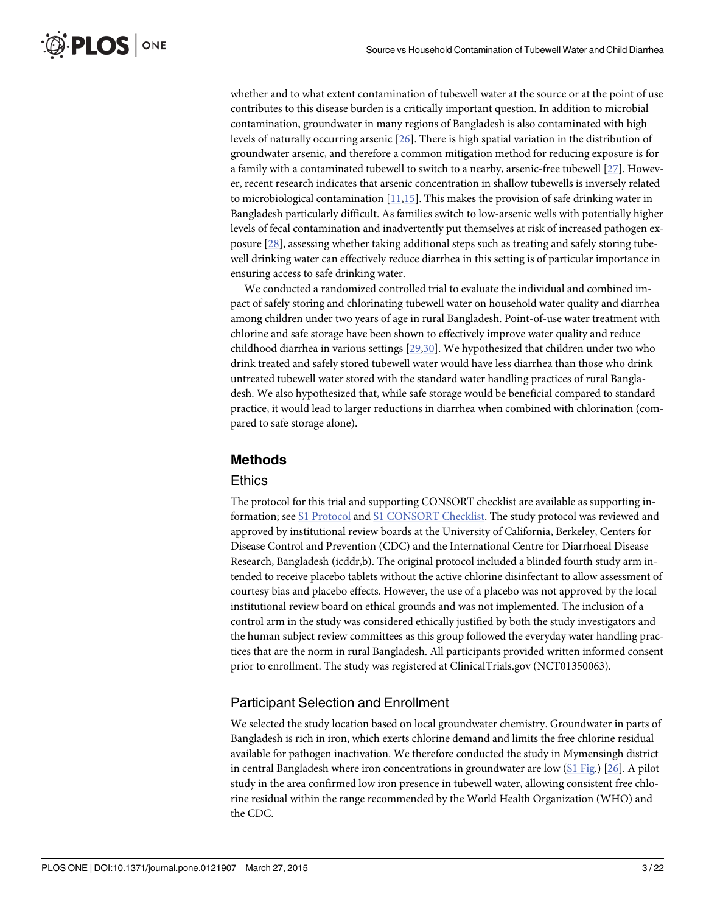whether and to what extent contamination of tubewell water at the source or at the point of use contributes to this disease burden is a critically important question. In addition to microbial contamination, groundwater in many regions of Bangladesh is also contaminated with high levels of naturally occurring arsenic [26]. There is high spatial variation in the distribution of groundwater arsenic, and therefore a common mitigation method for reducing exposure is for a family with a contaminated tubewell to switch to a nearby, arsenic-free tubewell [27]. However, recent research indicates that arsenic concentration in shallow tubewells is inversely related to microbiological contamination [11,15]. This makes the provision of safe drinking water in Bangladesh particularly difficult. As families switch to low-arsenic wells with potentially higher levels of fecal contamination and inadvertently put themselves at risk of increased pathogen exposure [28], assessing whether taking additional steps such as treating and safely storing tubewell drinking water can effectively reduce diarrhea in this setting is of particular importance in ensuring access to safe drinking water.

We conducted a randomized controlled trial to evaluate the individual and combined impact of safely storing and chlorinating tubewell water on household water quality and diarrhea among children under two years of age in rural Bangladesh. Point-of-use water treatment with chlorine and safe storage have been shown to effectively improve water quality and reduce childhood diarrhea in various settings [29,30]. We hypothesized that children under two who drink treated and safely stored tubewell water would have less diarrhea than those who drink untreated tubewell water stored with the standard water handling practices of rural Bangladesh. We also hypothesized that, while safe storage would be beneficial compared to standard practice, it would lead to larger reductions in diarrhea when combined with chlorination (compared to safe storage alone).

## Methods

### Ethics

The protocol for this trial and supporting CONSORT checklist are available as supporting information; see S1 Protocol and S1 CONSORT Checklist. The study protocol was reviewed and approved by institutional review boards at the University of California, Berkeley, Centers for Disease Control and Prevention (CDC) and the International Centre for Diarrhoeal Disease Research, Bangladesh (icddr,b). The original protocol included a blinded fourth study arm intended to receive placebo tablets without the active chlorine disinfectant to allow assessment of courtesy bias and placebo effects. However, the use of a placebo was not approved by the local institutional review board on ethical grounds and was not implemented. The inclusion of a control arm in the study was considered ethically justified by both the study investigators and the human subject review committees as this group followed the everyday water handling practices that are the norm in rural Bangladesh. All participants provided written informed consent prior to enrollment. The study was registered at ClinicalTrials.gov (NCT01350063).

### Participant Selection and Enrollment

We selected the study location based on local groundwater chemistry. Groundwater in parts of Bangladesh is rich in iron, which exerts chlorine demand and limits the free chlorine residual available for pathogen inactivation. We therefore conducted the study in Mymensingh district in central Bangladesh where iron concentrations in groundwater are low (S1 Fig.) [26]. A pilot study in the area confirmed low iron presence in tubewell water, allowing consistent free chlorine residual within the range recommended by the World Health Organization (WHO) and the CDC.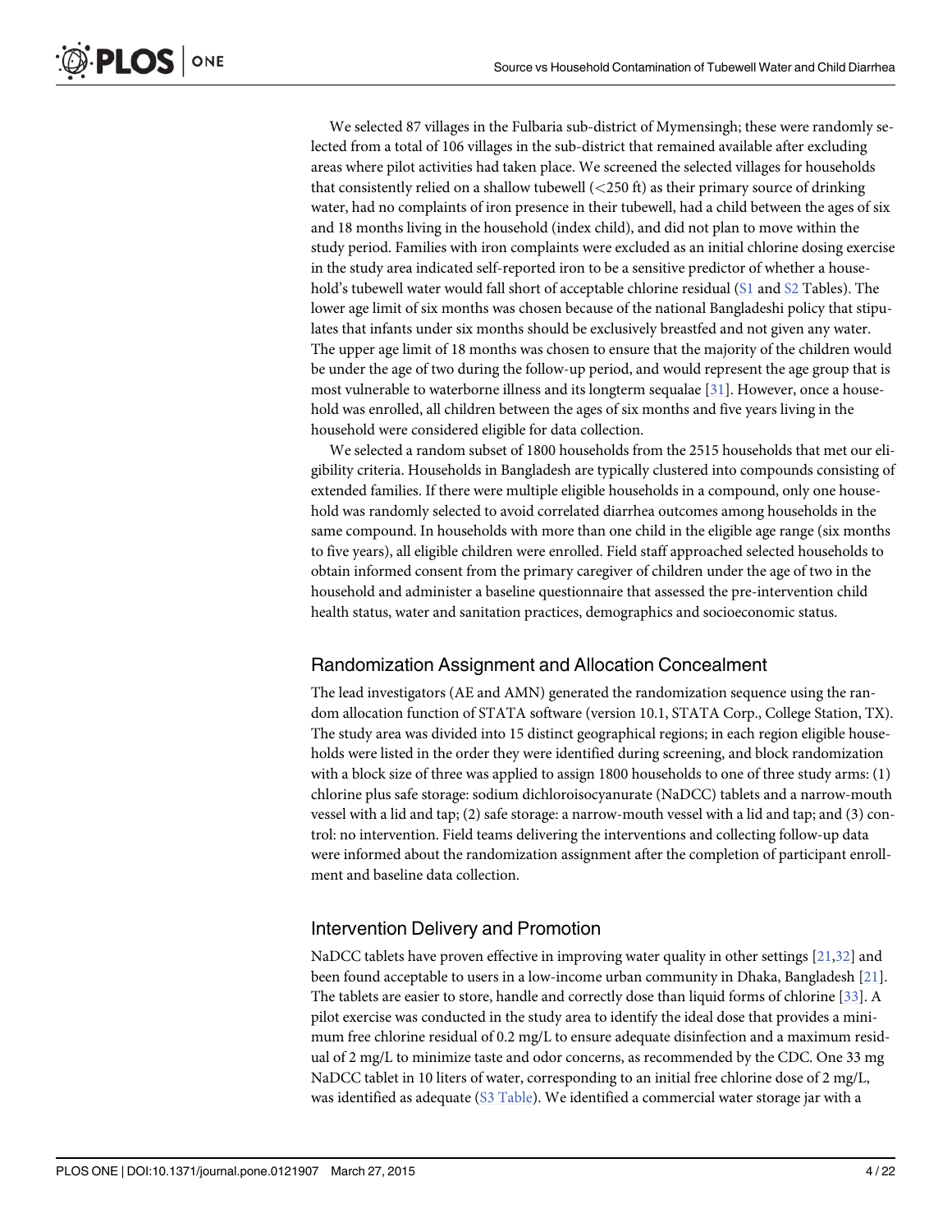We selected 87 villages in the Fulbaria sub-district of Mymensingh; these were randomly selected from a total of 106 villages in the sub-district that remained available after excluding areas where pilot activities had taken place. We screened the selected villages for households that consistently relied on a shallow tubewell (<250 ft) as their primary source of drinking water, had no complaints of iron presence in their tubewell, had a child between the ages of six and 18 months living in the household (index child), and did not plan to move within the study period. Families with iron complaints were excluded as an initial chlorine dosing exercise in the study area indicated self-reported iron to be a sensitive predictor of whether a household's tubewell water would fall short of acceptable chlorine residual (S1 and S2 Tables). The lower age limit of six months was chosen because of the national Bangladeshi policy that stipulates that infants under six months should be exclusively breastfed and not given any water. The upper age limit of 18 months was chosen to ensure that the majority of the children would be under the age of two during the follow-up period, and would represent the age group that is most vulnerable to waterborne illness and its longterm sequalae [31]. However, once a household was enrolled, all children between the ages of six months and five years living in the household were considered eligible for data collection.

We selected a random subset of 1800 households from the 2515 households that met our eligibility criteria. Households in Bangladesh are typically clustered into compounds consisting of extended families. If there were multiple eligible households in a compound, only one household was randomly selected to avoid correlated diarrhea outcomes among households in the same compound. In households with more than one child in the eligible age range (six months to five years), all eligible children were enrolled. Field staff approached selected households to obtain informed consent from the primary caregiver of children under the age of two in the household and administer a baseline questionnaire that assessed the pre-intervention child health status, water and sanitation practices, demographics and socioeconomic status.

## Randomization Assignment and Allocation Concealment

The lead investigators (AE and AMN) generated the randomization sequence using the random allocation function of STATA software (version 10.1, STATA Corp., College Station, TX). The study area was divided into 15 distinct geographical regions; in each region eligible households were listed in the order they were identified during screening, and block randomization with a block size of three was applied to assign 1800 households to one of three study arms: (1) chlorine plus safe storage: sodium dichloroisocyanurate (NaDCC) tablets and a narrow-mouth vessel with a lid and tap; (2) safe storage: a narrow-mouth vessel with a lid and tap; and (3) control: no intervention. Field teams delivering the interventions and collecting follow-up data were informed about the randomization assignment after the completion of participant enrollment and baseline data collection.

## Intervention Delivery and Promotion

NaDCC tablets have proven effective in improving water quality in other settings [21,32] and been found acceptable to users in a low-income urban community in Dhaka, Bangladesh [21]. The tablets are easier to store, handle and correctly dose than liquid forms of chlorine [33]. A pilot exercise was conducted in the study area to identify the ideal dose that provides a minimum free chlorine residual of 0.2 mg/L to ensure adequate disinfection and a maximum residual of 2 mg/L to minimize taste and odor concerns, as recommended by the CDC. One 33 mg NaDCC tablet in 10 liters of water, corresponding to an initial free chlorine dose of 2 mg/L, was identified as adequate (S3 Table). We identified a commercial water storage jar with a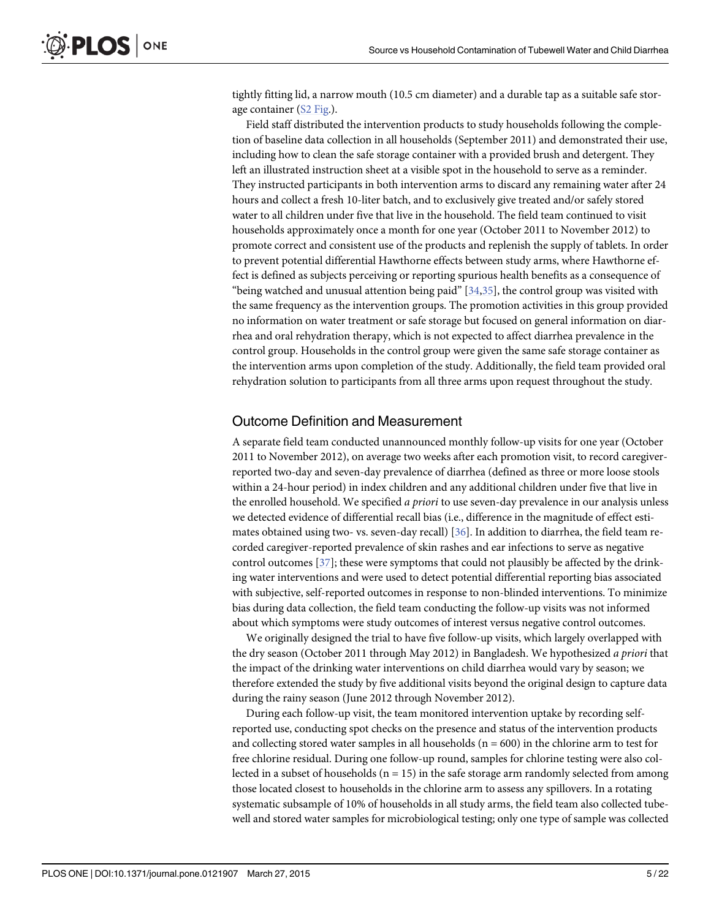tightly fitting lid, a narrow mouth (10.5 cm diameter) and a durable tap as a suitable safe storage container (S2 Fig.).

Field staff distributed the intervention products to study households following the completion of baseline data collection in all households (September 2011) and demonstrated their use, including how to clean the safe storage container with a provided brush and detergent. They left an illustrated instruction sheet at a visible spot in the household to serve as a reminder. They instructed participants in both intervention arms to discard any remaining water after 24 hours and collect a fresh 10-liter batch, and to exclusively give treated and/or safely stored water to all children under five that live in the household. The field team continued to visit households approximately once a month for one year (October 2011 to November 2012) to promote correct and consistent use of the products and replenish the supply of tablets. In order to prevent potential differential Hawthorne effects between study arms, where Hawthorne effect is defined as subjects perceiving or reporting spurious health benefits as a consequence of "being watched and unusual attention being paid" [34,35], the control group was visited with the same frequency as the intervention groups. The promotion activities in this group provided no information on water treatment or safe storage but focused on general information on diarrhea and oral rehydration therapy, which is not expected to affect diarrhea prevalence in the control group. Households in the control group were given the same safe storage container as the intervention arms upon completion of the study. Additionally, the field team provided oral rehydration solution to participants from all three arms upon request throughout the study.

## Outcome Definition and Measurement

A separate field team conducted unannounced monthly follow-up visits for one year (October 2011 to November 2012), on average two weeks after each promotion visit, to record caregiver-reported two-day and seven-day prevalence of diarrhea (defined as three or more loose stools within a 24-hour period) in index children and any additional children under five that live in the enrolled household. We specified *a priori* to use seven-day prevalence in our analysis unless we detected evidence of differential recall bias (i.e., difference in the magnitude of effect estimates obtained using two- vs. seven-day recall) [36]. In addition to diarrhea, the field team recorded caregiver-reported prevalence of skin rashes and ear infections to serve as negative control outcomes [37]; these were symptoms that could not plausibly be affected by the drinking water interventions and were used to detect potential differential reporting bias associated with subjective, self-reported outcomes in response to non-blinded interventions. To minimize bias during data collection, the field team conducting the follow-up visits was not informed about which symptoms were study outcomes of interest versus negative control outcomes.

We originally designed the trial to have five follow-up visits, which largely overlapped with the dry season (October 2011 through May 2012) in Bangladesh. We hypothesized *a priori* that the impact of the drinking water interventions on child diarrhea would vary by season; we therefore extended the study by five additional visits beyond the original design to capture data during the rainy season (June 2012 through November 2012).

During each follow-up visit, the team monitored intervention uptake by recording self-reported use, conducting spot checks on the presence and status of the intervention products and collecting stored water samples in all households (n = 600) in the chlorine arm to test for free chlorine residual. During one follow-up round, samples for chlorine testing were also collected in a subset of households (n = 15) in the safe storage arm randomly selected from among those located closest to households in the chlorine arm to assess any spillovers. In a rotating systematic subsample of 10% of households in all study arms, the field team also collected tubewell and stored water samples for microbiological testing; only one type of sample was collected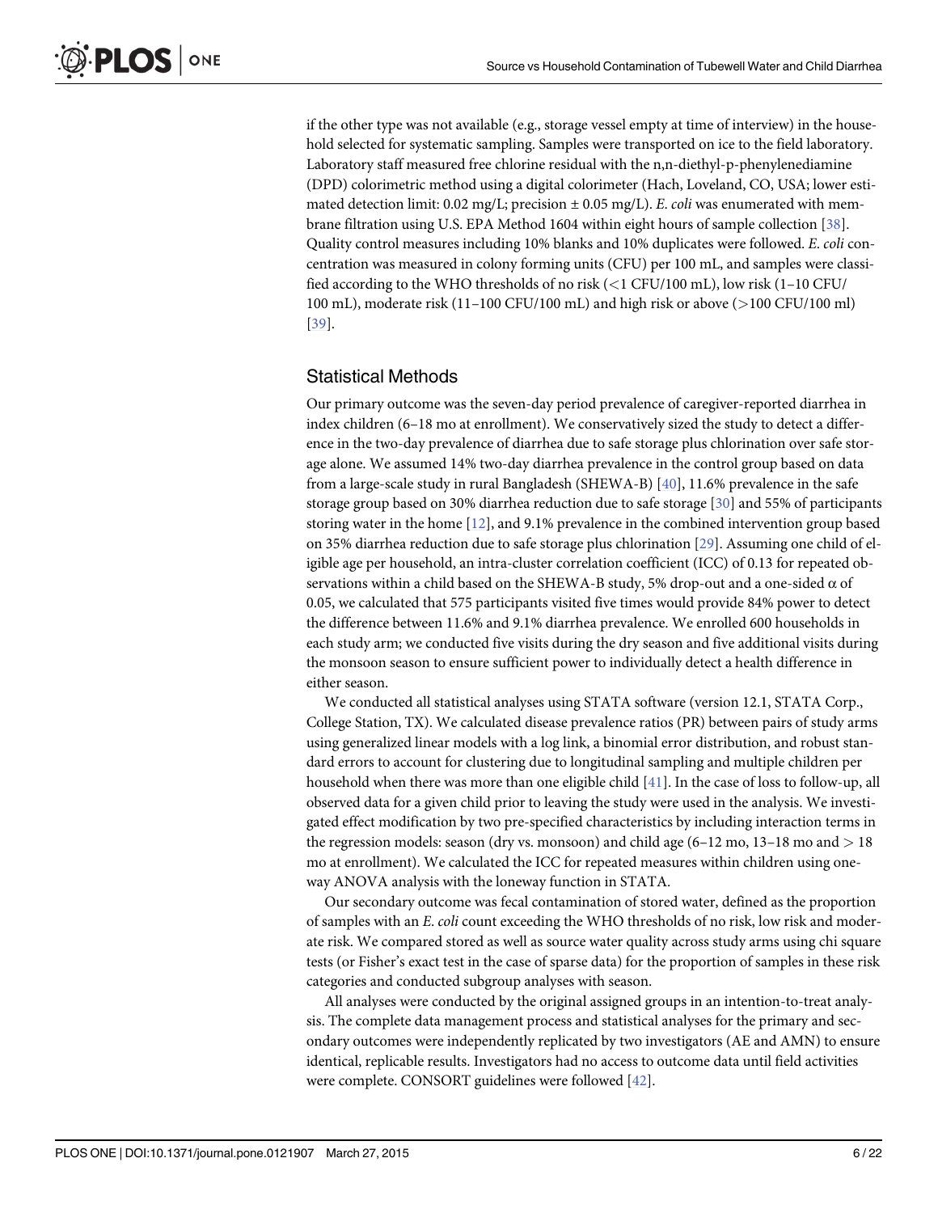if the other type was not available (e.g., storage vessel empty at time of interview) in the household selected for systematic sampling. Samples were transported on ice to the field laboratory. Laboratory staff measured free chlorine residual with the n,n-diethyl-p-phenylenediamine (DPD) colorimetric method using a digital colorimeter (Hach, Loveland, CO, USA; lower estimated detection limit: 0.02 mg/L; precision ± 0.05 mg/L). *E. coli* was enumerated with membrane filtration using U.S. EPA Method 1604 within eight hours of sample collection [38]. Quality control measures including 10% blanks and 10% duplicates were followed. *E. coli* concentration was measured in colony forming units (CFU) per 100 mL, and samples were classified according to the WHO thresholds of no risk (<1 CFU/100 mL), low risk (1–10 CFU/100 mL), moderate risk (11–100 CFU/100 mL) and high risk or above (>100 CFU/100 ml) [39].

## Statistical Methods

Our primary outcome was the seven-day period prevalence of caregiver-reported diarrhea in index children (6–18 mo at enrollment). We conservatively sized the study to detect a difference in the two-day prevalence of diarrhea due to safe storage plus chlorination over safe storage alone. We assumed 14% two-day diarrhea prevalence in the control group based on data from a large-scale study in rural Bangladesh (SHEWA-B) [40], 11.6% prevalence in the safe storage group based on 30% diarrhea reduction due to safe storage [30] and 55% of participants storing water in the home [12], and 9.1% prevalence in the combined intervention group based on 35% diarrhea reduction due to safe storage plus chlorination [29]. Assuming one child of eligible age per household, an intra-cluster correlation coefficient (ICC) of 0.13 for repeated observations within a child based on the SHEWA-B study, 5% drop-out and a one-sided $\alpha$ of 0.05, we calculated that 575 participants visited five times would provide 84% power to detect the difference between 11.6% and 9.1% diarrhea prevalence. We enrolled 600 households in each study arm; we conducted five visits during the dry season and five additional visits during the monsoon season to ensure sufficient power to individually detect a health difference in either season.

We conducted all statistical analyses using STATA software (version 12.1, STATA Corp., College Station, TX). We calculated disease prevalence ratios (PR) between pairs of study arms using generalized linear models with a log link, a binomial error distribution, and robust standard errors to account for clustering due to longitudinal sampling and multiple children per household when there was more than one eligible child [41]. In the case of loss to follow-up, all observed data for a given child prior to leaving the study were used in the analysis. We investigated effect modification by two pre-specified characteristics by including interaction terms in the regression models: season (dry vs. monsoon) and child age (6–12 mo, 13–18 mo and > 18 mo at enrollment). We calculated the ICC for repeated measures within children using one-way ANOVA analysis with the loneway function in STATA.

Our secondary outcome was fecal contamination of stored water, defined as the proportion of samples with an *E. coli* count exceeding the WHO thresholds of no risk, low risk and moderate risk. We compared stored as well as source water quality across study arms using chi square tests (or Fisher's exact test in the case of sparse data) for the proportion of samples in these risk categories and conducted subgroup analyses with season.

All analyses were conducted by the original assigned groups in an intention-to-treat analysis. The complete data management process and statistical analyses for the primary and secondary outcomes were independently replicated by two investigators (AE and AMN) to ensure identical, replicable results. Investigators had no access to outcome data until field activities were complete. CONSORT guidelines were followed [42].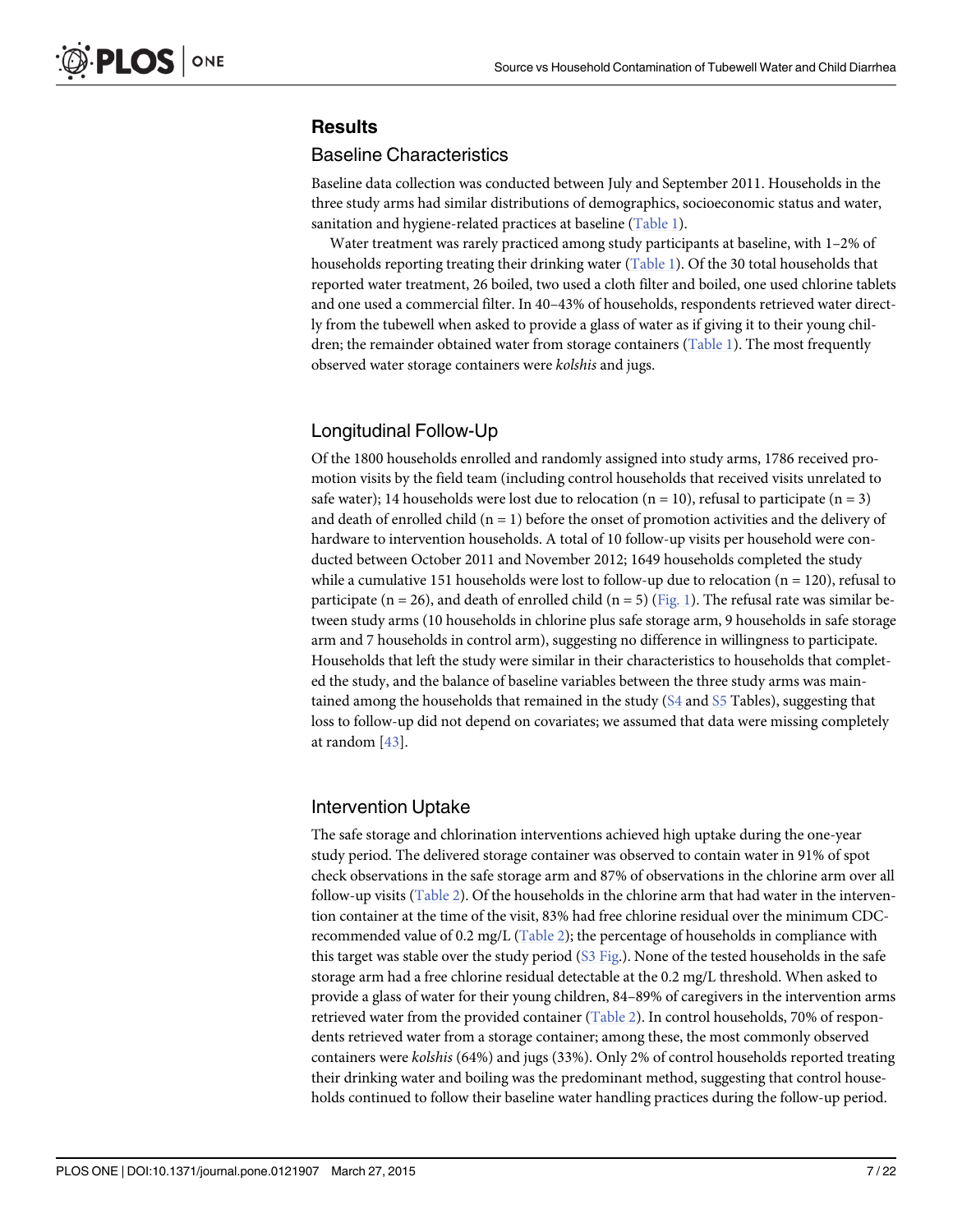## Results

### Baseline Characteristics

Baseline data collection was conducted between July and September 2011. Households in the three study arms had similar distributions of demographics, socioeconomic status and water, sanitation and hygiene-related practices at baseline (Table 1).

Water treatment was rarely practiced among study participants at baseline, with 1–2% of households reporting treating their drinking water (Table 1). Of the 30 total households that reported water treatment, 26 boiled, two used a cloth filter and boiled, one used chlorine tablets and one used a commercial filter. In 40–43% of households, respondents retrieved water directly from the tubewell when asked to provide a glass of water as if giving it to their young children; the remainder obtained water from storage containers (Table 1). The most frequently observed water storage containers were *kolshis* and jugs.

### Longitudinal Follow-Up

Of the 1800 households enrolled and randomly assigned into study arms, 1786 received promotion visits by the field team (including control households that received visits unrelated to safe water); 14 households were lost due to relocation (n = 10), refusal to participate (n = 3) and death of enrolled child (n = 1) before the onset of promotion activities and the delivery of hardware to intervention households. A total of 10 follow-up visits per household were conducted between October 2011 and November 2012; 1649 households completed the study while a cumulative 151 households were lost to follow-up due to relocation (n = 120), refusal to participate (n = 26), and death of enrolled child (n = 5) (Fig. 1). The refusal rate was similar between study arms (10 households in chlorine plus safe storage arm, 9 households in safe storage arm and 7 households in control arm), suggesting no difference in willingness to participate. Households that left the study were similar in their characteristics to households that completed the study, and the balance of baseline variables between the three study arms was maintained among the households that remained in the study (S4 and S5 Tables), suggesting that loss to follow-up did not depend on covariates; we assumed that data were missing completely at random [43].

### Intervention Uptake

The safe storage and chlorination interventions achieved high uptake during the one-year study period. The delivered storage container was observed to contain water in 91% of spot check observations in the safe storage arm and 87% of observations in the chlorine arm over all follow-up visits (Table 2). Of the households in the chlorine arm that had water in the intervention container at the time of the visit, 83% had free chlorine residual over the minimum CDC-recommended value of 0.2 mg/L (Table 2); the percentage of households in compliance with this target was stable over the study period (S3 Fig.). None of the tested households in the safe storage arm had a free chlorine residual detectable at the 0.2 mg/L threshold. When asked to provide a glass of water for their young children, 84–89% of caregivers in the intervention arms retrieved water from the provided container (Table 2). In control households, 70% of respondents retrieved water from a storage container; among these, the most commonly observed containers were *kolshis* (64%) and jugs (33%). Only 2% of control households reported treating their drinking water and boiling was the predominant method, suggesting that control households continued to follow their baseline water handling practices during the follow-up period.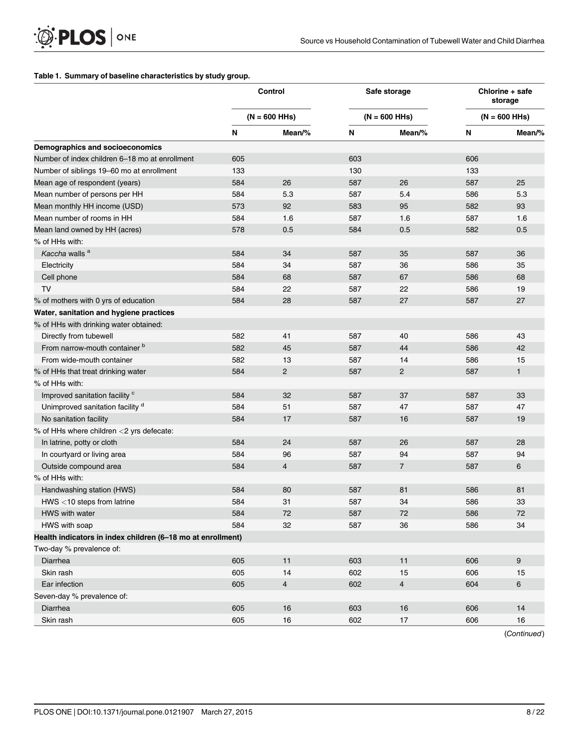**Table 1. Summary of baseline characteristics by study group.**

| | Control | | Safe storage | | Chlorine + safe storage | |
|---|---|---|---|---|---|---|
| | (N = 600 HHs) | | (N = 600 HHs) | | (N = 600 HHs) | |
| | N | Mean/% | N | Mean/% | N | Mean/% |
| **Demographics and socioeconomics** | | | | | | |
| Number of index children 6–18 mo at enrollment | 605 | | 603 | | 606 | |
| Number of siblings 19–60 mo at enrollment | 133 | | 130 | | 133 | |
| Mean age of respondent (years) | 584 | 26 | 587 | 26 | 587 | 25 |
| Mean number of persons per HH | 584 | 5.3 | 587 | 5.4 | 586 | 5.3 |
| Mean monthly HH income (USD) | 573 | 92 | 583 | 95 | 582 | 93 |
| Mean number of rooms in HH | 584 | 1.6 | 587 | 1.6 | 587 | 1.6 |
| Mean land owned by HH (acres) | 578 | 0.5 | 584 | 0.5 | 582 | 0.5 |
| % of HHs with: | | | | | | |
| *Kaccha* walls [a] | 584 | 34 | 587 | 35 | 587 | 36 |
| Electricity | 584 | 34 | 587 | 36 | 586 | 35 |
| Cell phone | 584 | 68 | 587 | 67 | 586 | 68 |
| TV | 584 | 22 | 587 | 22 | 586 | 19 |
| % of mothers with 0 yrs of education | 584 | 28 | 587 | 27 | 587 | 27 |
| **Water, sanitation and hygiene practices** | | | | | | |
| % of HHs with drinking water obtained: | | | | | | |
| Directly from tubewell | 582 | 41 | 587 | 40 | 586 | 43 |
| From narrow-mouth container [b] | 582 | 45 | 587 | 44 | 586 | 42 |
| From wide-mouth container | 582 | 13 | 587 | 14 | 586 | 15 |
| % of HHs that treat drinking water | 584 | 2 | 587 | 2 | 587 | 1 |
| % of HHs with: | | | | | | |
| Improved sanitation facility [c] | 584 | 32 | 587 | 37 | 587 | 33 |
| Unimproved sanitation facility [d] | 584 | 51 | 587 | 47 | 587 | 47 |
| No sanitation facility | 584 | 17 | 587 | 16 | 587 | 19 |
| % of HHs where children <2 yrs defecate: | | | | | | |
| In latrine, potty or cloth | 584 | 24 | 587 | 26 | 587 | 28 |
| In courtyard or living area | 584 | 96 | 587 | 94 | 587 | 94 |
| Outside compound area | 584 | 4 | 587 | 7 | 587 | 6 |
| % of HHs with: | | | | | | |
| Handwashing station (HWS) | 584 | 80 | 587 | 81 | 586 | 81 |
| HWS <10 steps from latrine | 584 | 31 | 587 | 34 | 586 | 33 |
| HWS with water | 584 | 72 | 587 | 72 | 586 | 72 |
| HWS with soap | 584 | 32 | 587 | 36 | 586 | 34 |
| **Health indicators in index children (6–18 mo at enrollment)** | | | | | | |
| Two-day % prevalence of: | | | | | | |
| Diarrhea | 605 | 11 | 603 | 11 | 606 | 9 |
| Skin rash | 605 | 14 | 602 | 15 | 606 | 15 |
| Ear infection | 605 | 4 | 602 | 4 | 604 | 6 |
| Seven-day % prevalence of: | | | | | | |
| Diarrhea | 605 | 16 | 603 | 16 | 606 | 14 |
| Skin rash | 605 | 16 | 602 | 17 | 606 | 16 |

(Continued)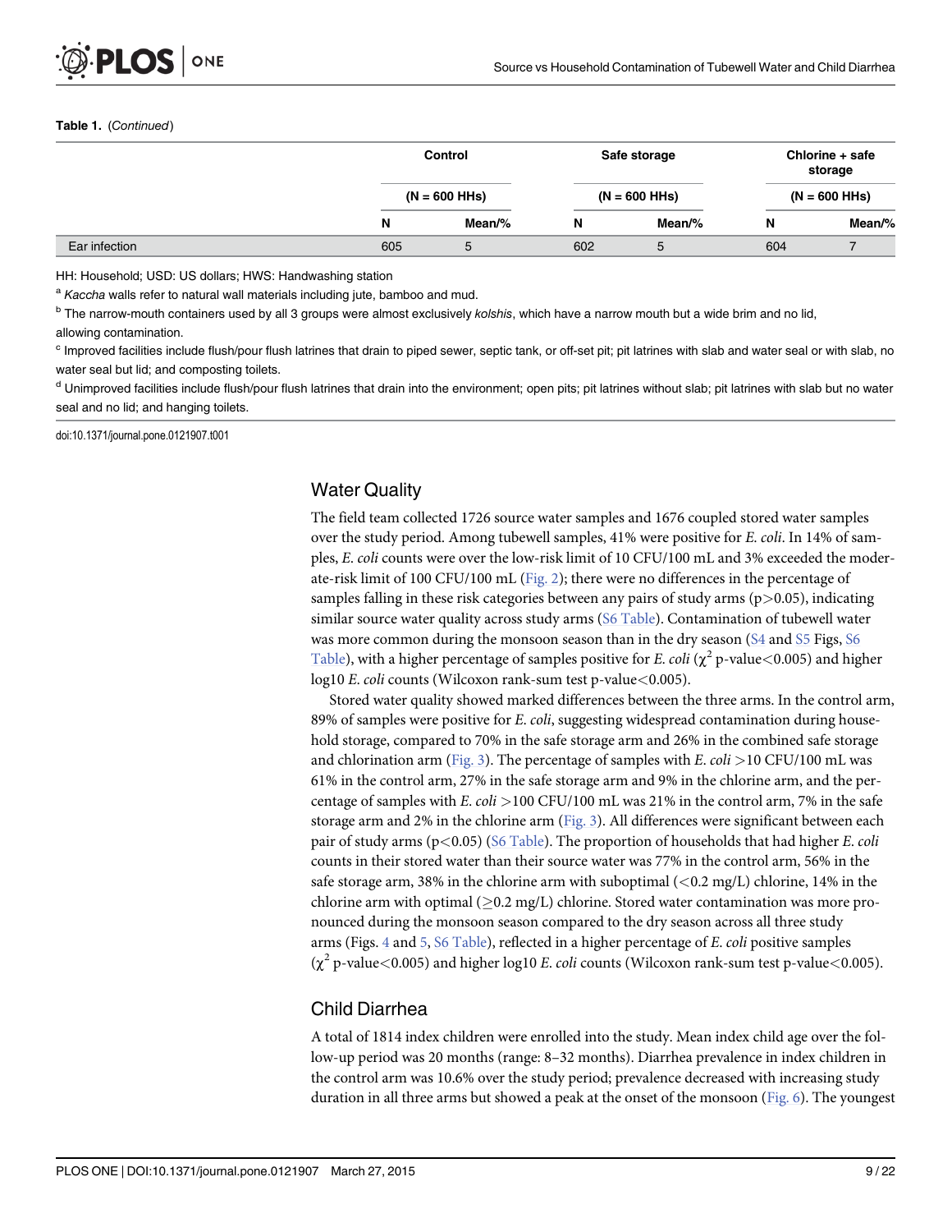**Table 1.** (*Continued*)

| | Control | | Safe storage | | Chlorine + safe storage | |
|---|---|---|---|---|---|---|
| | (N = 600 HHs) | | (N = 600 HHs) | | (N = 600 HHs) | |
| | N | Mean/% | N | Mean/% | N | Mean/% |
| Ear infection | 605 | 5 | 602 | 5 | 604 | 7 |

HH: Household; USD: US dollars; HWS: Handwashing station

[a] *Kaccha* walls refer to natural wall materials including jute, bamboo and mud.

[b] The narrow-mouth containers used by all 3 groups were almost exclusively *kolshis*, which have a narrow mouth but a wide brim and no lid, allowing contamination.

[c] Improved facilities include flush/pour flush latrines that drain to piped sewer, septic tank, or off-set pit; pit latrines with slab and water seal or with slab, no water seal but lid; and composting toilets.

[d] Unimproved facilities include flush/pour flush latrines that drain into the environment; open pits; pit latrines without slab; pit latrines with slab but no water seal and no lid; and hanging toilets.

doi:10.1371/journal.pone.0121907.t001

## Water Quality

The field team collected 1726 source water samples and 1676 coupled stored water samples over the study period. Among tubewell samples, 41% were positive for *E. coli*. In 14% of samples, *E. coli* counts were over the low-risk limit of 10 CFU/100 mL and 3% exceeded the moderate-risk limit of 100 CFU/100 mL (Fig. 2); there were no differences in the percentage of samples falling in these risk categories between any pairs of study arms ($p>0.05$), indicating similar source water quality across study arms (S6 Table). Contamination of tubewell water was more common during the monsoon season than in the dry season (S4 and S5 Figs, S6 Table), with a higher percentage of samples positive for *E. coli* ($\chi^2$ p-value$<0.005$) and higher log10 *E. coli* counts (Wilcoxon rank-sum test p-value$<0.005$).

Stored water quality showed marked differences between the three arms. In the control arm, 89% of samples were positive for *E. coli*, suggesting widespread contamination during household storage, compared to 70% in the safe storage arm and 26% in the combined safe storage and chlorination arm (Fig. 3). The percentage of samples with *E. coli* >10 CFU/100 mL was 61% in the control arm, 27% in the safe storage arm and 9% in the chlorine arm, and the percentage of samples with *E. coli* >100 CFU/100 mL was 21% in the control arm, 7% in the safe storage arm and 2% in the chlorine arm (Fig. 3). All differences were significant between each pair of study arms ($p<0.05$) (S6 Table). The proportion of households that had higher *E. coli* counts in their stored water than their source water was 77% in the control arm, 56% in the safe storage arm, 38% in the chlorine arm with suboptimal (<0.2 mg/L) chlorine, 14% in the chlorine arm with optimal ($\geq$0.2 mg/L) chlorine. Stored water contamination was more pronounced during the monsoon season compared to the dry season across all three study arms (Figs. 4 and 5, S6 Table), reflected in a higher percentage of *E. coli* positive samples ($\chi^2$ p-value$<0.005$) and higher log10 *E. coli* counts (Wilcoxon rank-sum test p-value$<0.005$).

## Child Diarrhea

A total of 1814 index children were enrolled into the study. Mean index child age over the follow-up period was 20 months (range: 8–32 months). Diarrhea prevalence in index children in the control arm was 10.6% over the study period; prevalence decreased with increasing study duration in all three arms but showed a peak at the onset of the monsoon (Fig. 6). The youngest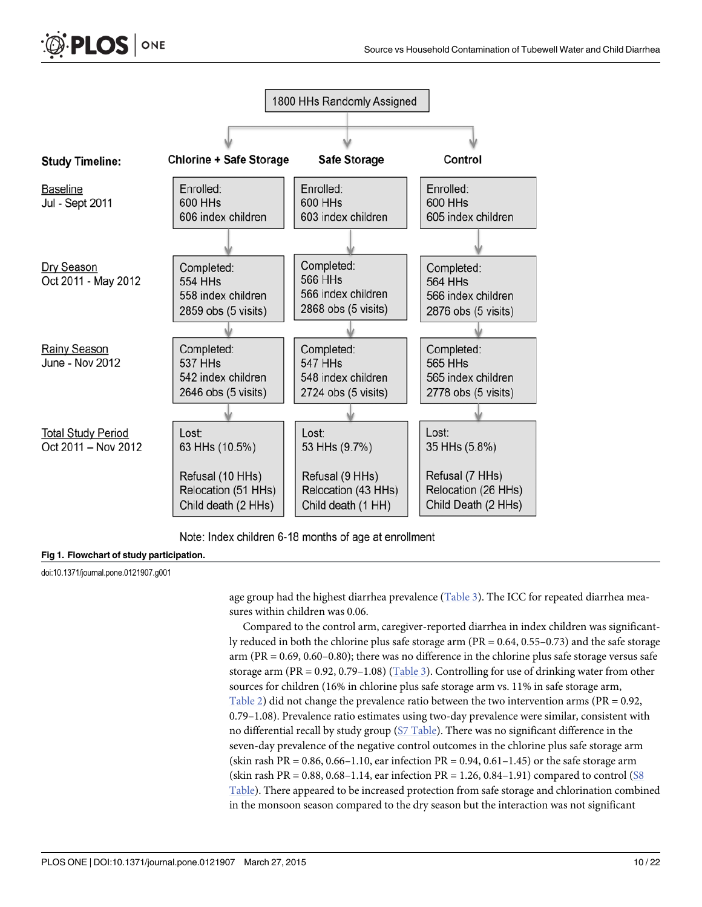1800 HHs Randomly Assigned

Study Timeline:

Chlorine + Safe Storage

Safe Storage

Control

Baseline
Jul - Sept 2011

Enrolled:
600 HHs
606 index children

Enrolled:
600 HHs
603 index children

Enrolled:
600 HHs
605 index children

Dry Season
Oct 2011 - May 2012

Completed:
554 HHs
558 index children
2859 obs (5 visits)

Completed:
566 HHs
566 index children
2868 obs (5 visits)

Completed:
564 HHs
566 index children
2876 obs (5 visits)

Rainy Season
June - Nov 2012

Completed:
537 HHs
542 index children
2646 obs (5 visits)

Completed:
547 HHs
548 index children
2724 obs (5 visits)

Completed:
565 HHs
565 index children
2778 obs (5 visits)

Total Study Period
Oct 2011 – Nov 2012

Lost:
63 HHs (10.5%)
Refusal (10 HHs)
Relocation (51 HHs)
Child death (2 HHs)

Lost:
53 HHs (9.7%)
Refusal (9 HHs)
Relocation (43 HHs)
Child death (1 HH)

Lost:
35 HHs (5.8%)
Refusal (7 HHs)
Relocation (26 HHs)
Child Death (2 HHs)

Note: Index children 6-18 months of age at enrollment

**Fig 1. Flowchart of study participation.**

doi:10.1371/journal.pone.0121907.g001

age group had the highest diarrhea prevalence (Table 3). The ICC for repeated diarrhea measures within children was 0.06.

Compared to the control arm, caregiver-reported diarrhea in index children was significantly reduced in both the chlorine plus safe storage arm (PR = 0.64, 0.55–0.73) and the safe storage arm (PR = 0.69, 0.60–0.80); there was no difference in the chlorine plus safe storage versus safe storage arm (PR = 0.92, 0.79–1.08) (Table 3). Controlling for use of drinking water from other sources for children (16% in chlorine plus safe storage arm vs. 11% in safe storage arm, Table 2) did not change the prevalence ratio between the two intervention arms (PR = 0.92, 0.79–1.08). Prevalence ratio estimates using two-day prevalence were similar, consistent with no differential recall by study group (S7 Table). There was no significant difference in the seven-day prevalence of the negative control outcomes in the chlorine plus safe storage arm (skin rash PR = 0.86, 0.66–1.10, ear infection PR = 0.94, 0.61–1.45) or the safe storage arm (skin rash PR = 0.88, 0.68–1.14, ear infection PR = 1.26, 0.84–1.91) compared to control (S8 Table). There appeared to be increased protection from safe storage and chlorination combined in the monsoon season compared to the dry season but the interaction was not significant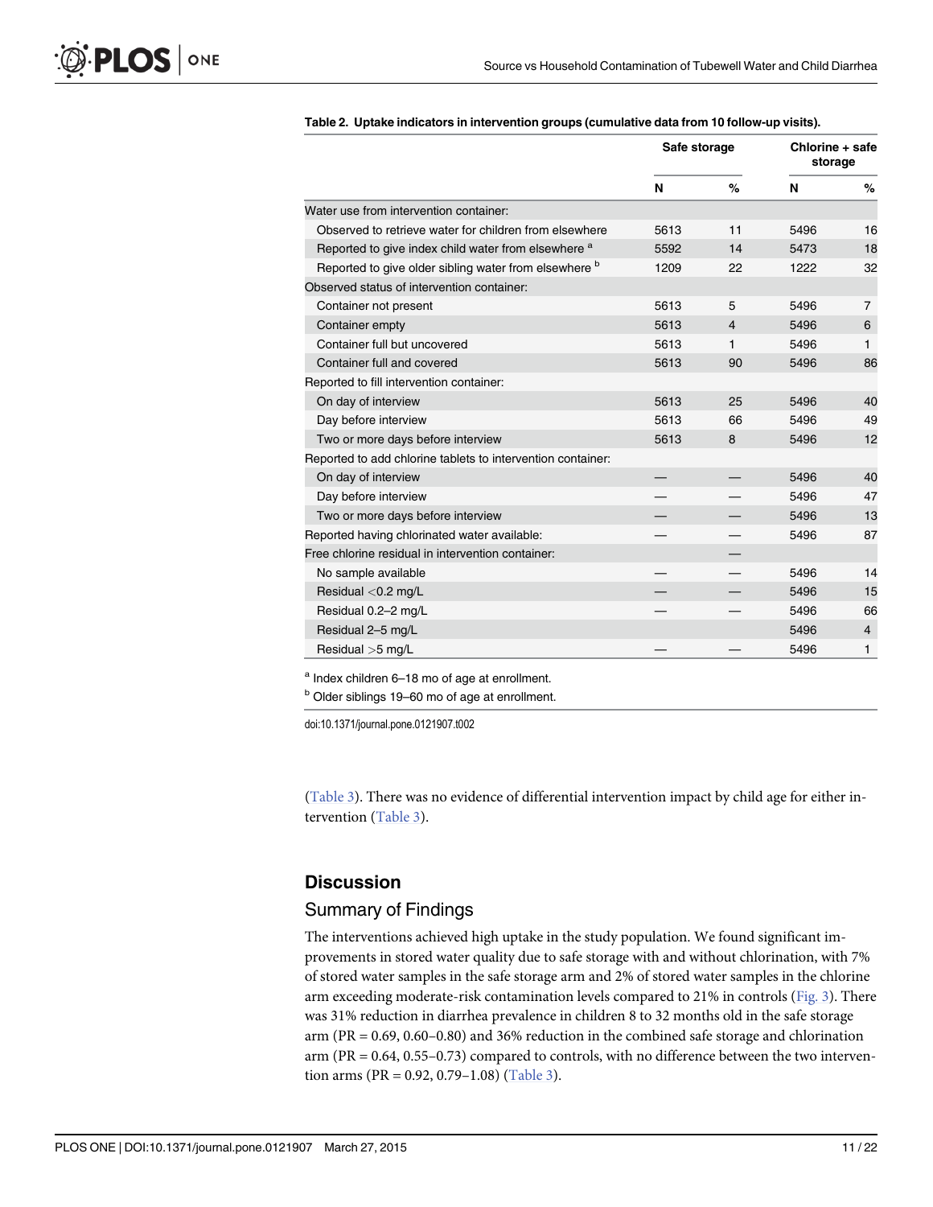**Table 2. Uptake indicators in intervention groups (cumulative data from 10 follow-up visits).**

| | Safe storage | | Chlorine + safe storage | |
|---|---|---|---|---|
| | N | % | N | % |
| Water use from intervention container: | | | | |
| Observed to retrieve water for children from elsewhere | 5613 | 11 | 5496 | 16 |
| Reported to give index child water from elsewhere [a] | 5592 | 14 | 5473 | 18 |
| Reported to give older sibling water from elsewhere [b] | 1209 | 22 | 1222 | 32 |
| Observed status of intervention container: | | | | |
| Container not present | 5613 | 5 | 5496 | 7 |
| Container empty | 5613 | 4 | 5496 | 6 |
| Container full but uncovered | 5613 | 1 | 5496 | 1 |
| Container full and covered | 5613 | 90 | 5496 | 86 |
| Reported to fill intervention container: | | | | |
| On day of interview | 5613 | 25 | 5496 | 40 |
| Day before interview | 5613 | 66 | 5496 | 49 |
| Two or more days before interview | 5613 | 8 | 5496 | 12 |
| Reported to add chlorine tablets to intervention container: | | | | |
| On day of interview | — | — | 5496 | 40 |
| Day before interview | — | — | 5496 | 47 |
| Two or more days before interview | — | — | 5496 | 13 |
| Reported having chlorinated water available: | — | — | 5496 | 87 |
| Free chlorine residual in intervention container: | | — | | |
| No sample available | — | — | 5496 | 14 |
| Residual <0.2 mg/L | — | — | 5496 | 15 |
| Residual 0.2–2 mg/L | — | — | 5496 | 66 |
| Residual 2–5 mg/L | | | 5496 | 4 |
| Residual >5 mg/L | — | — | 5496 | 1 |

[a] Index children 6–18 mo of age at enrollment.

[b] Older siblings 19–60 mo of age at enrollment.

doi:10.1371/journal.pone.0121907.t002

(Table 3). There was no evidence of differential intervention impact by child age for either intervention (Table 3).

## Discussion

### Summary of Findings

The interventions achieved high uptake in the study population. We found significant improvements in stored water quality due to safe storage with and without chlorination, with 7% of stored water samples in the safe storage arm and 2% of stored water samples in the chlorine arm exceeding moderate-risk contamination levels compared to 21% in controls (Fig. 3). There was 31% reduction in diarrhea prevalence in children 8 to 32 months old in the safe storage arm (PR = 0.69, 0.60–0.80) and 36% reduction in the combined safe storage and chlorination arm (PR = 0.64, 0.55–0.73) compared to controls, with no difference between the two intervention arms (PR = 0.92, 0.79–1.08) (Table 3).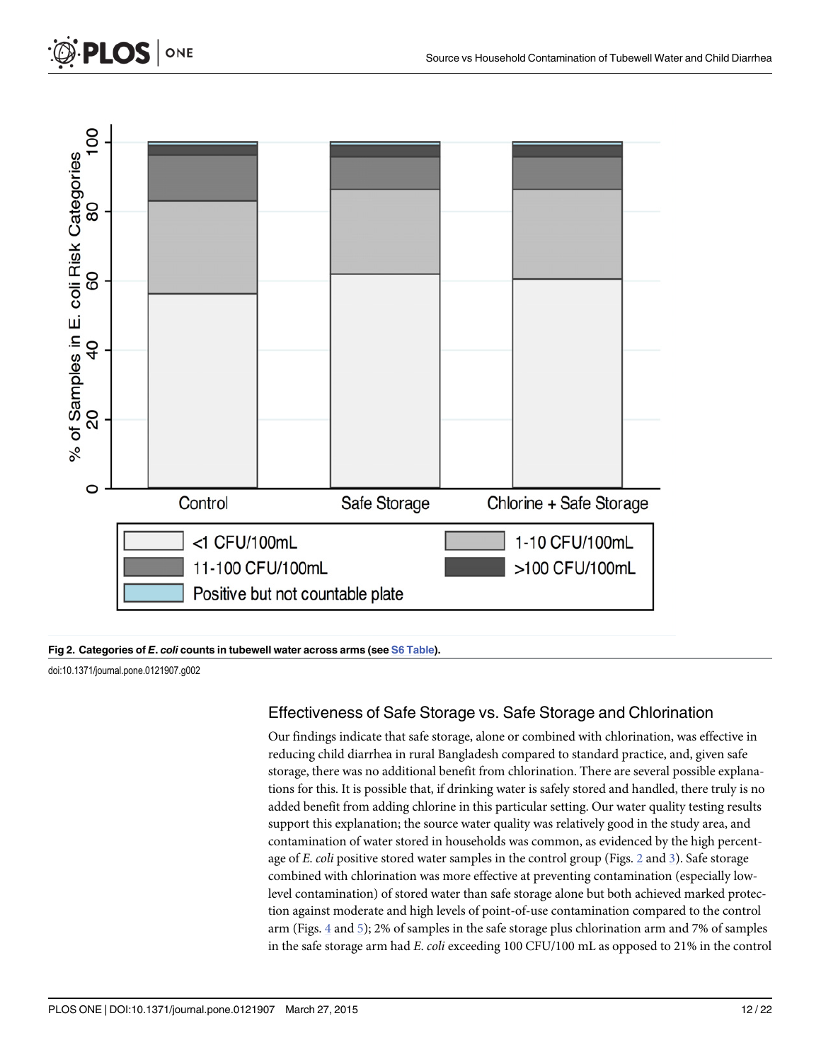% of Samples in E. coli Risk Categories

0

20

40

60

80

100

Control

Safe Storage

Chlorine + Safe Storage

<1 CFU/100mL

1-10 CFU/100mL

11-100 CFU/100mL

>100 CFU/100mL

Positive but not countable plate

**Fig 2. Categories of *E. coli* counts in tubewell water across arms (see S6 Table).**

doi:10.1371/journal.pone.0121907.g002

## Effectiveness of Safe Storage vs. Safe Storage and Chlorination

Our findings indicate that safe storage, alone or combined with chlorination, was effective in reducing child diarrhea in rural Bangladesh compared to standard practice, and, given safe storage, there was no additional benefit from chlorination. There are several possible explanations for this. It is possible that, if drinking water is safely stored and handled, there truly is no added benefit from adding chlorine in this particular setting. Our water quality testing results support this explanation; the source water quality was relatively good in the study area, and contamination of water stored in households was common, as evidenced by the high percentage of *E. coli* positive stored water samples in the control group (Figs. 2 and 3). Safe storage combined with chlorination was more effective at preventing contamination (especially low-level contamination) of stored water than safe storage alone but both achieved marked protection against moderate and high levels of point-of-use contamination compared to the control arm (Figs. 4 and 5); 2% of samples in the safe storage plus chlorination arm and 7% of samples in the safe storage arm had *E. coli* exceeding 100 CFU/100 mL as opposed to 21% in the control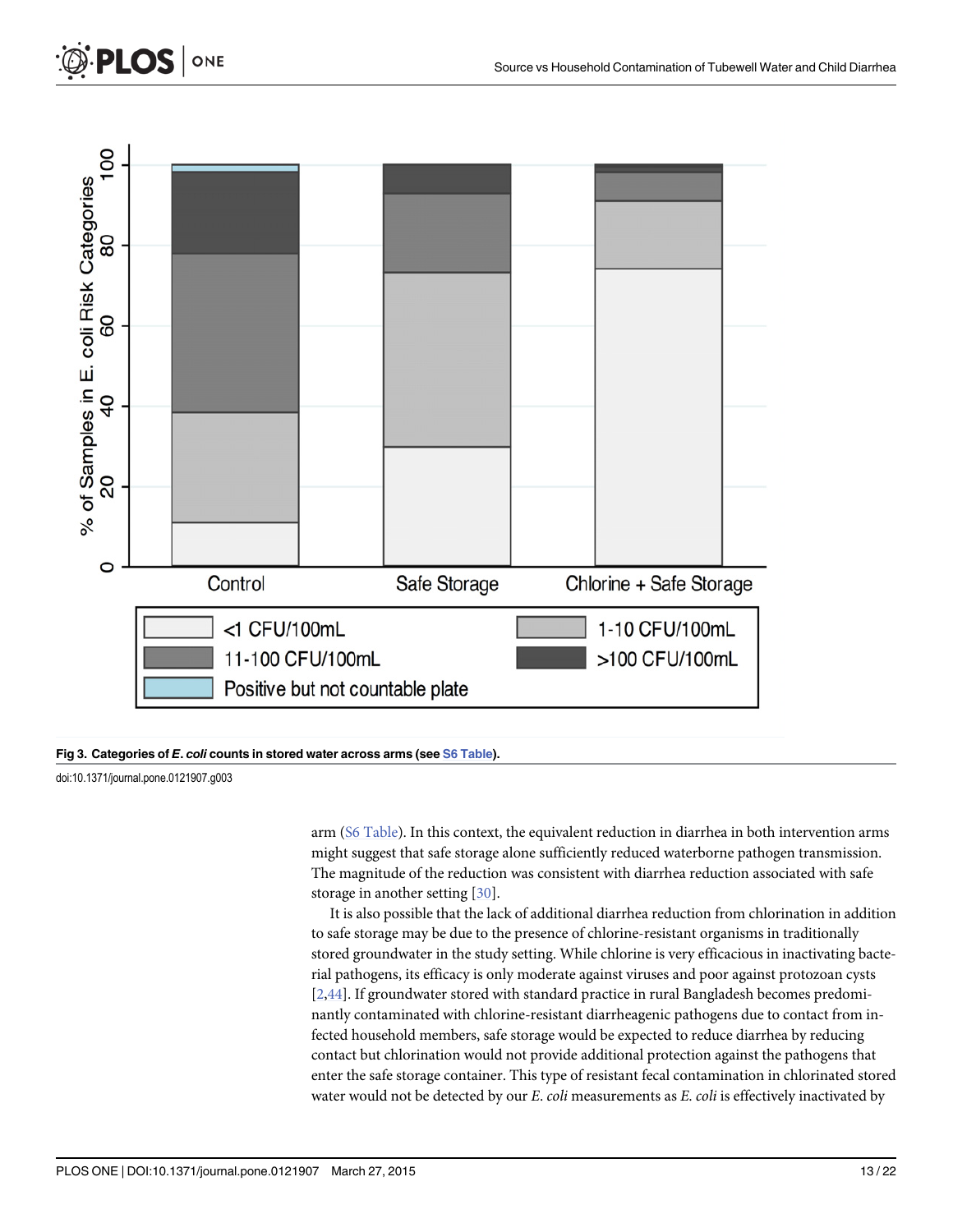% of Samples in E. coli Risk Categories

0
20
40
60
80
100

Control
Safe Storage
Chlorine + Safe Storage

<1 CFU/100mL
1-10 CFU/100mL
11-100 CFU/100mL
>100 CFU/100mL
Positive but not countable plate

**Fig 3. Categories of *E. coli* counts in stored water across arms (see S6 Table).**

doi:10.1371/journal.pone.0121907.g003

arm (S6 Table). In this context, the equivalent reduction in diarrhea in both intervention arms might suggest that safe storage alone sufficiently reduced waterborne pathogen transmission. The magnitude of the reduction was consistent with diarrhea reduction associated with safe storage in another setting [30].

It is also possible that the lack of additional diarrhea reduction from chlorination in addition to safe storage may be due to the presence of chlorine-resistant organisms in traditionally stored groundwater in the study setting. While chlorine is very efficacious in inactivating bacterial pathogens, its efficacy is only moderate against viruses and poor against protozoan cysts [2,44]. If groundwater stored with standard practice in rural Bangladesh becomes predominantly contaminated with chlorine-resistant diarrheagenic pathogens due to contact from infected household members, safe storage would be expected to reduce diarrhea by reducing contact but chlorination would not provide additional protection against the pathogens that enter the safe storage container. This type of resistant fecal contamination in chlorinated stored water would not be detected by our *E. coli* measurements as *E. coli* is effectively inactivated by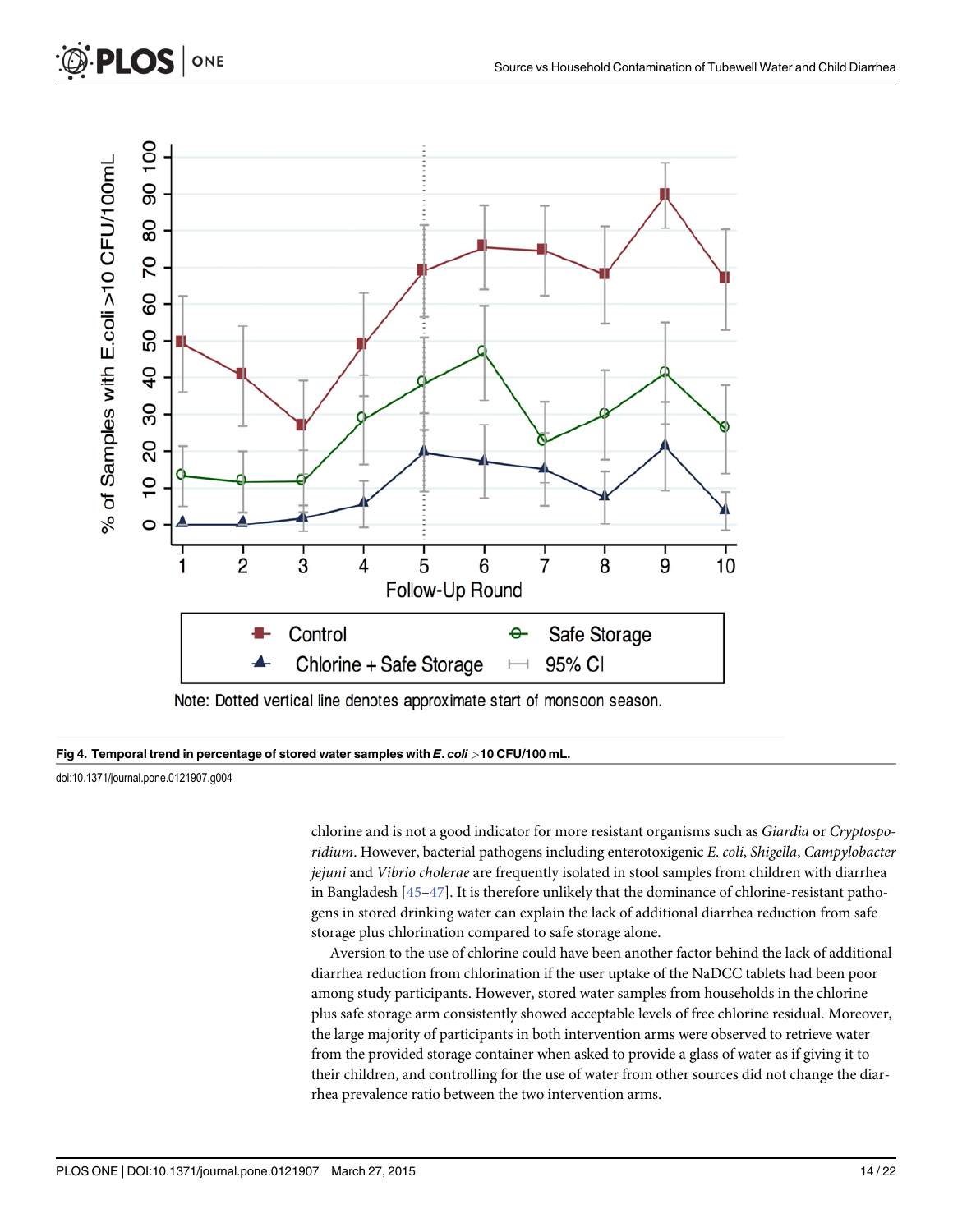% of Samples with E.coli >10 CFU/100mL

0 10 20 30 40 50 60 70 80 90 100

1 2 3 4 5 6 7 8 9 10

Follow-Up Round

Control

Safe Storage

Chlorine + Safe Storage

95% CI

Note: Dotted vertical line denotes approximate start of monsoon season.

**Fig 4. Temporal trend in percentage of stored water samples with *E. coli* >10 CFU/100 mL.**

doi:10.1371/journal.pone.0121907.g004

chlorine and is not a good indicator for more resistant organisms such as *Giardia* or *Cryptosporidium*. However, bacterial pathogens including enterotoxigenic *E. coli*, *Shigella*, *Campylobacter jejuni* and *Vibrio cholerae* are frequently isolated in stool samples from children with diarrhea in Bangladesh [45–47]. It is therefore unlikely that the dominance of chlorine-resistant pathogens in stored drinking water can explain the lack of additional diarrhea reduction from safe storage plus chlorination compared to safe storage alone.

Aversion to the use of chlorine could have been another factor behind the lack of additional diarrhea reduction from chlorination if the user uptake of the NaDCC tablets had been poor among study participants. However, stored water samples from households in the chlorine plus safe storage arm consistently showed acceptable levels of free chlorine residual. Moreover, the large majority of participants in both intervention arms were observed to retrieve water from the provided storage container when asked to provide a glass of water as if giving it to their children, and controlling for the use of water from other sources did not change the diarrhea prevalence ratio between the two intervention arms.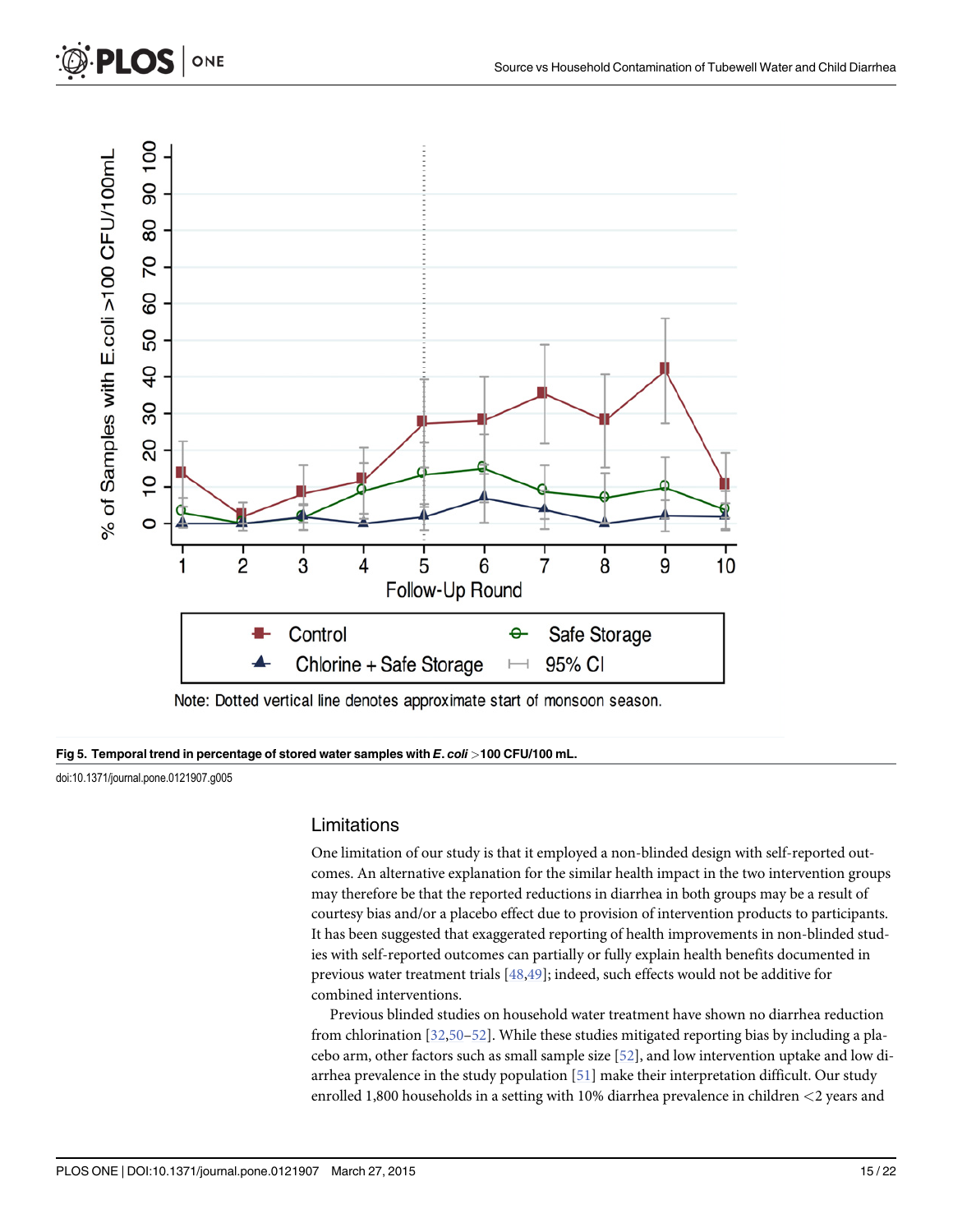Fig 5. Temporal trend in percentage of stored water samples with *E*. *coli* >100 CFU/100 mL.

doi:10.1371/journal.pone.0121907.g005

## Limitations

One limitation of our study is that it employed a non-blinded design with self-reported outcomes. An alternative explanation for the similar health impact in the two intervention groups may therefore be that the reported reductions in diarrhea in both groups may be a result of courtesy bias and/or a placebo effect due to provision of intervention products to participants. It has been suggested that exaggerated reporting of health improvements in non-blinded studies with self-reported outcomes can partially or fully explain health benefits documented in previous water treatment trials [48,49]; indeed, such effects would not be additive for combined interventions.

Previous blinded studies on household water treatment have shown no diarrhea reduction from chlorination [32,50–52]. While these studies mitigated reporting bias by including a placebo arm, other factors such as small sample size [52], and low intervention uptake and low diarrhea prevalence in the study population [51] make their interpretation difficult. Our study enrolled 1,800 households in a setting with 10% diarrhea prevalence in children <2 years and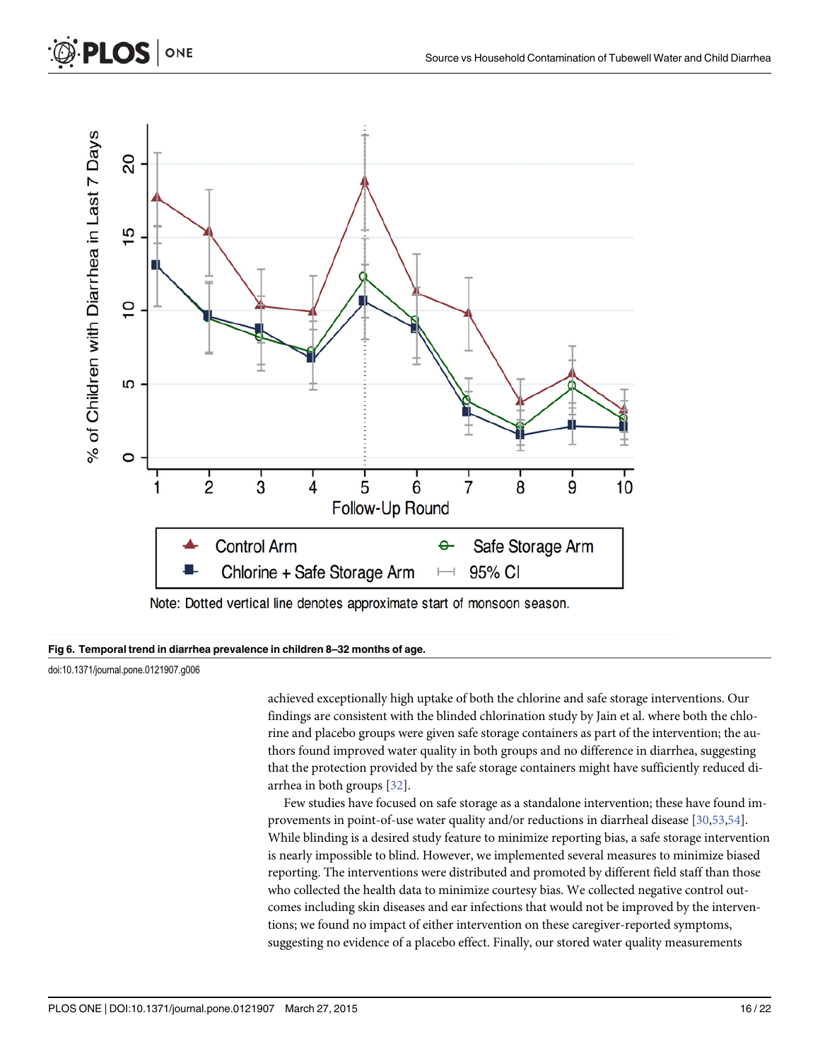% of Children with Diarrhea in Last 7 Days

0
5
10
15
20

1 2 3 4 5 6 7 8 9 10

Follow-Up Round

Control Arm
Safe Storage Arm
Chlorine + Safe Storage Arm
95% CI

Note: Dotted vertical line denotes approximate start of monsoon season.

**Fig 6. Temporal trend in diarrhea prevalence in children 8–32 months of age.**

doi:10.1371/journal.pone.0121907.g006

achieved exceptionally high uptake of both the chlorine and safe storage interventions. Our findings are consistent with the blinded chlorination study by Jain et al. where both the chlorine and placebo groups were given safe storage containers as part of the intervention; the authors found improved water quality in both groups and no difference in diarrhea, suggesting that the protection provided by the safe storage containers might have sufficiently reduced diarrhea in both groups [32].

Few studies have focused on safe storage as a standalone intervention; these have found improvements in point-of-use water quality and/or reductions in diarrheal disease [30,53,54]. While blinding is a desired study feature to minimize reporting bias, a safe storage intervention is nearly impossible to blind. However, we implemented several measures to minimize biased reporting. The interventions were distributed and promoted by different field staff than those who collected the health data to minimize courtesy bias. We collected negative control outcomes including skin diseases and ear infections that would not be improved by the interventions; we found no impact of either intervention on these caregiver-reported symptoms, suggesting no evidence of a placebo effect. Finally, our stored water quality measurements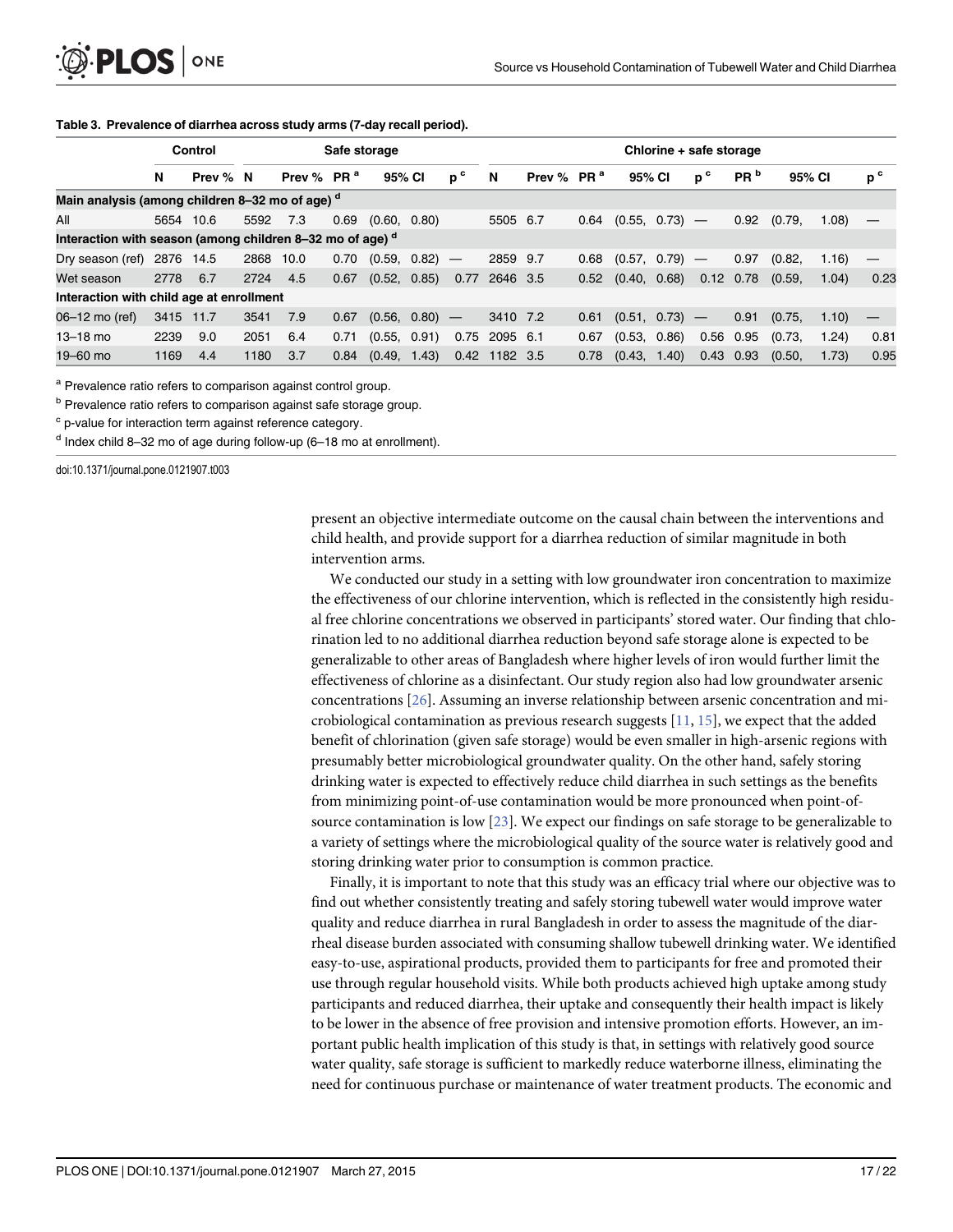**Table 3. Prevalence of diarrhea across study arms (7-day recall period).**

| | Control | | Safe storage | | | | | Chlorine + safe storage | | | | | | | |
|---|---|---|---|---|---|---|---|---|---|---|---|---|---|---|---|
| | N | Prev % | N | Prev % | PR [a] | 95% CI | p [c] | N | Prev % | PR [a] | 95% CI | p [c] | PR [b] | 95% CI | p [c] |
| **Main analysis (among children 8–32 mo of age) [d]** | | | | | | | | | | | | | | | |
| All | 5654 | 10.6 | 5592 | 7.3 | 0.69 | (0.60, 0.80) | | 5505 | 6.7 | 0.64 | (0.55, 0.73) | — | 0.92 | (0.79, 1.08) | — |
| **Interaction with season (among children 8–32 mo of age) [d]** | | | | | | | | | | | | | | | |
| Dry season (ref) | 2876 | 14.5 | 2868 | 10.0 | 0.70 | (0.59, 0.82) | — | 2859 | 9.7 | 0.68 | (0.57, 0.79) | — | 0.97 | (0.82, 1.16) | — |
| Wet season | 2778 | 6.7 | 2724 | 4.5 | 0.67 | (0.52, 0.85) | 0.77 | 2646 | 3.5 | 0.52 | (0.40, 0.68) | 0.12 | 0.78 | (0.59, 1.04) | 0.23 |
| **Interaction with child age at enrollment** | | | | | | | | | | | | | | | |
| 06–12 mo (ref) | 3415 | 11.7 | 3541 | 7.9 | 0.67 | (0.56, 0.80) | — | 3410 | 7.2 | 0.61 | (0.51, 0.73) | — | 0.91 | (0.75, 1.10) | — |
| 13–18 mo | 2239 | 9.0 | 2051 | 6.4 | 0.71 | (0.55, 0.91) | 0.75 | 2095 | 6.1 | 0.67 | (0.53, 0.86) | 0.56 | 0.95 | (0.73, 1.24) | 0.81 |
| 19–60 mo | 1169 | 4.4 | 1180 | 3.7 | 0.84 | (0.49, 1.43) | 0.42 | 1182 | 3.5 | 0.78 | (0.43, 1.40) | 0.43 | 0.93 | (0.50, 1.73) | 0.95 |

[a] Prevalence ratio refers to comparison against control group.

[b] Prevalence ratio refers to comparison against safe storage group.

[c] p-value for interaction term against reference category.

[d] Index child 8–32 mo of age during follow-up (6–18 mo at enrollment).

doi:10.1371/journal.pone.0121907.t003

present an objective intermediate outcome on the causal chain between the interventions and child health, and provide support for a diarrhea reduction of similar magnitude in both intervention arms.

We conducted our study in a setting with low groundwater iron concentration to maximize the effectiveness of our chlorine intervention, which is reflected in the consistently high residual free chlorine concentrations we observed in participants' stored water. Our finding that chlorination led to no additional diarrhea reduction beyond safe storage alone is expected to be generalizable to other areas of Bangladesh where higher levels of iron would further limit the effectiveness of chlorine as a disinfectant. Our study region also had low groundwater arsenic concentrations [26]. Assuming an inverse relationship between arsenic concentration and microbiological contamination as previous research suggests [11, 15], we expect that the added benefit of chlorination (given safe storage) would be even smaller in high-arsenic regions with presumably better microbiological groundwater quality. On the other hand, safely storing drinking water is expected to effectively reduce child diarrhea in such settings as the benefits from minimizing point-of-use contamination would be more pronounced when point-of-source contamination is low [23]. We expect our findings on safe storage to be generalizable to a variety of settings where the microbiological quality of the source water is relatively good and storing drinking water prior to consumption is common practice.

Finally, it is important to note that this study was an efficacy trial where our objective was to find out whether consistently treating and safely storing tubewell water would improve water quality and reduce diarrhea in rural Bangladesh in order to assess the magnitude of the diarrheal disease burden associated with consuming shallow tubewell drinking water. We identified easy-to-use, aspirational products, provided them to participants for free and promoted their use through regular household visits. While both products achieved high uptake among study participants and reduced diarrhea, their uptake and consequently their health impact is likely to be lower in the absence of free provision and intensive promotion efforts. However, an important public health implication of this study is that, in settings with relatively good source water quality, safe storage is sufficient to markedly reduce waterborne illness, eliminating the need for continuous purchase or maintenance of water treatment products. The economic and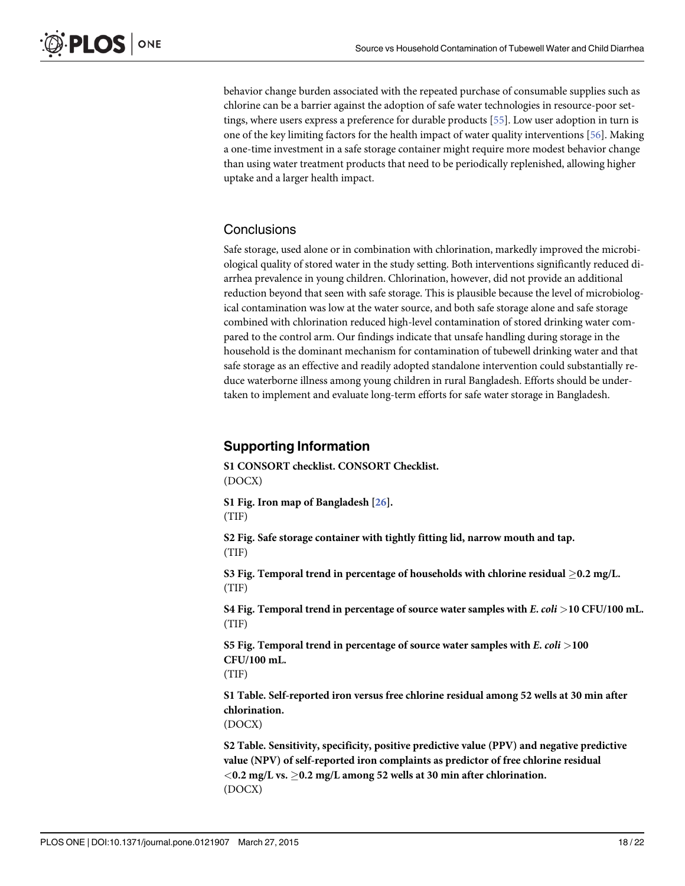behavior change burden associated with the repeated purchase of consumable supplies such as chlorine can be a barrier against the adoption of safe water technologies in resource-poor settings, where users express a preference for durable products [55]. Low user adoption in turn is one of the key limiting factors for the health impact of water quality interventions [56]. Making a one-time investment in a safe storage container might require more modest behavior change than using water treatment products that need to be periodically replenished, allowing higher uptake and a larger health impact.

## Conclusions

Safe storage, used alone or in combination with chlorination, markedly improved the microbiological quality of stored water in the study setting. Both interventions significantly reduced diarrhea prevalence in young children. Chlorination, however, did not provide an additional reduction beyond that seen with safe storage. This is plausible because the level of microbiological contamination was low at the water source, and both safe storage alone and safe storage combined with chlorination reduced high-level contamination of stored drinking water compared to the control arm. Our findings indicate that unsafe handling during storage in the household is the dominant mechanism for contamination of tubewell drinking water and that safe storage as an effective and readily adopted standalone intervention could substantially reduce waterborne illness among young children in rural Bangladesh. Efforts should be undertaken to implement and evaluate long-term efforts for safe water storage in Bangladesh.

## Supporting Information

**S1 CONSORT checklist. CONSORT Checklist.**
(DOCX)

**S1 Fig. Iron map of Bangladesh [26].**
(TIF)

**S2 Fig. Safe storage container with tightly fitting lid, narrow mouth and tap.**
(TIF)

**S3 Fig. Temporal trend in percentage of households with chlorine residual $\geq$0.2 mg/L.**
(TIF)

**S4 Fig. Temporal trend in percentage of source water samples with *E. coli* >10 CFU/100 mL.**
(TIF)

**S5 Fig. Temporal trend in percentage of source water samples with *E. coli* >100 CFU/100 mL.**
(TIF)

**S1 Table. Self-reported iron versus free chlorine residual among 52 wells at 30 min after chlorination.**
(DOCX)

**S2 Table. Sensitivity, specificity, positive predictive value (PPV) and negative predictive value (NPV) of self-reported iron complaints as predictor of free chlorine residual <0.2 mg/L vs. $\geq$0.2 mg/L among 52 wells at 30 min after chlorination.**
(DOCX)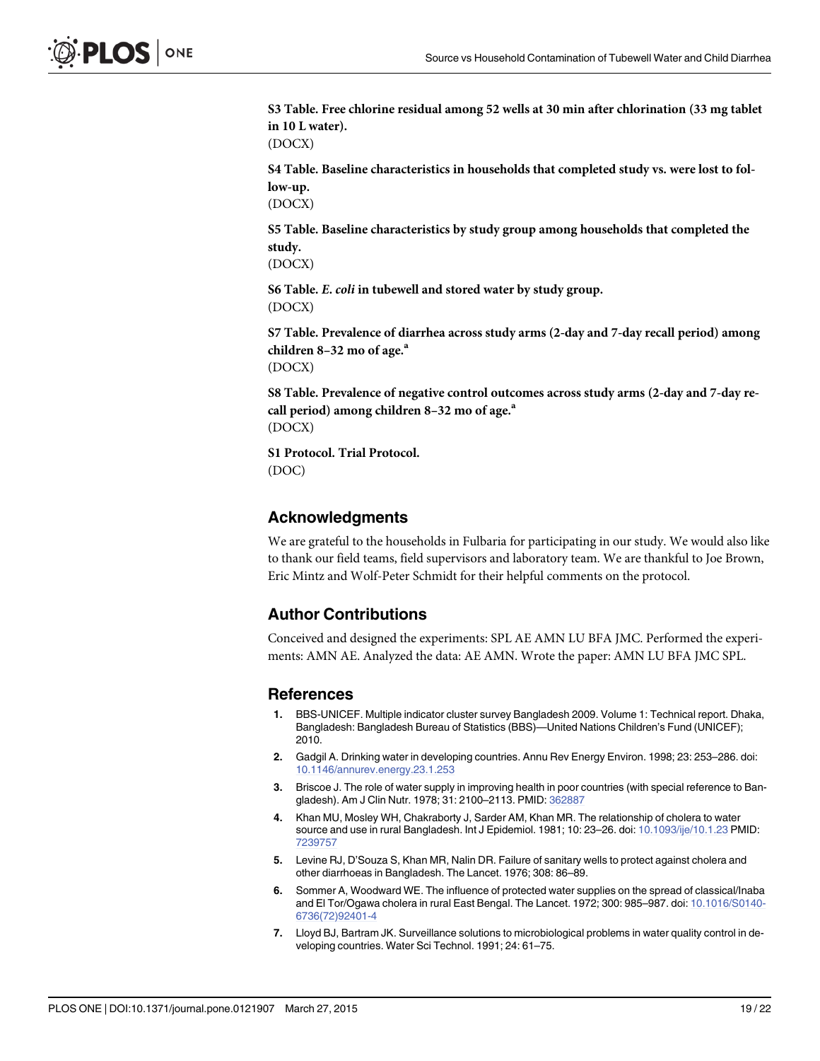**S3 Table. Free chlorine residual among 52 wells at 30 min after chlorination (33 mg tablet in 10 L water).**
(DOCX)

**S4 Table. Baseline characteristics in households that completed study vs. were lost to follow-up.**
(DOCX)

**S5 Table. Baseline characteristics by study group among households that completed the study.**
(DOCX)

**S6 Table. *E. coli* in tubewell and stored water by study group.**
(DOCX)

**S7 Table. Prevalence of diarrhea across study arms (2-day and 7-day recall period) among children 8–32 mo of age.[a]**
(DOCX)

**S8 Table. Prevalence of negative control outcomes across study arms (2-day and 7-day recall period) among children 8–32 mo of age.[a]**
(DOCX)

**S1 Protocol. Trial Protocol.**
(DOC)

## Acknowledgments

We are grateful to the households in Fulbaria for participating in our study. We would also like to thank our field teams, field supervisors and laboratory team. We are thankful to Joe Brown, Eric Mintz and Wolf-Peter Schmidt for their helpful comments on the protocol.

## Author Contributions

Conceived and designed the experiments: SPL AE AMN LU BFA JMC. Performed the experiments: AMN AE. Analyzed the data: AE AMN. Wrote the paper: AMN LU BFA JMC SPL.

## References

1. BBS-UNICEF. Multiple indicator cluster survey Bangladesh 2009. Volume 1: Technical report. Dhaka, Bangladesh: Bangladesh Bureau of Statistics (BBS)—United Nations Children's Fund (UNICEF); 2010.
2. Gadgil A. Drinking water in developing countries. Annu Rev Energy Environ. 1998; 23: 253–286. doi: 10.1146/annurev.energy.23.1.253
3. Briscoe J. The role of water supply in improving health in poor countries (with special reference to Bangladesh). Am J Clin Nutr. 1978; 31: 2100–2113. PMID: 362887
4. Khan MU, Mosley WH, Chakraborty J, Sarder AM, Khan MR. The relationship of cholera to water source and use in rural Bangladesh. Int J Epidemiol. 1981; 10: 23–26. doi: 10.1093/ije/10.1.23 PMID: 7239757
5. Levine RJ, D'Souza S, Khan MR, Nalin DR. Failure of sanitary wells to protect against cholera and other diarrhoeas in Bangladesh. The Lancet. 1976; 308: 86–89.
6. Sommer A, Woodward WE. The influence of protected water supplies on the spread of classical/Inaba and El Tor/Ogawa cholera in rural East Bengal. The Lancet. 1972; 300: 985–987. doi: 10.1016/S0140-6736(72)92401-4
7. Lloyd BJ, Bartram JK. Surveillance solutions to microbiological problems in water quality control in developing countries. Water Sci Technol. 1991; 24: 61–75.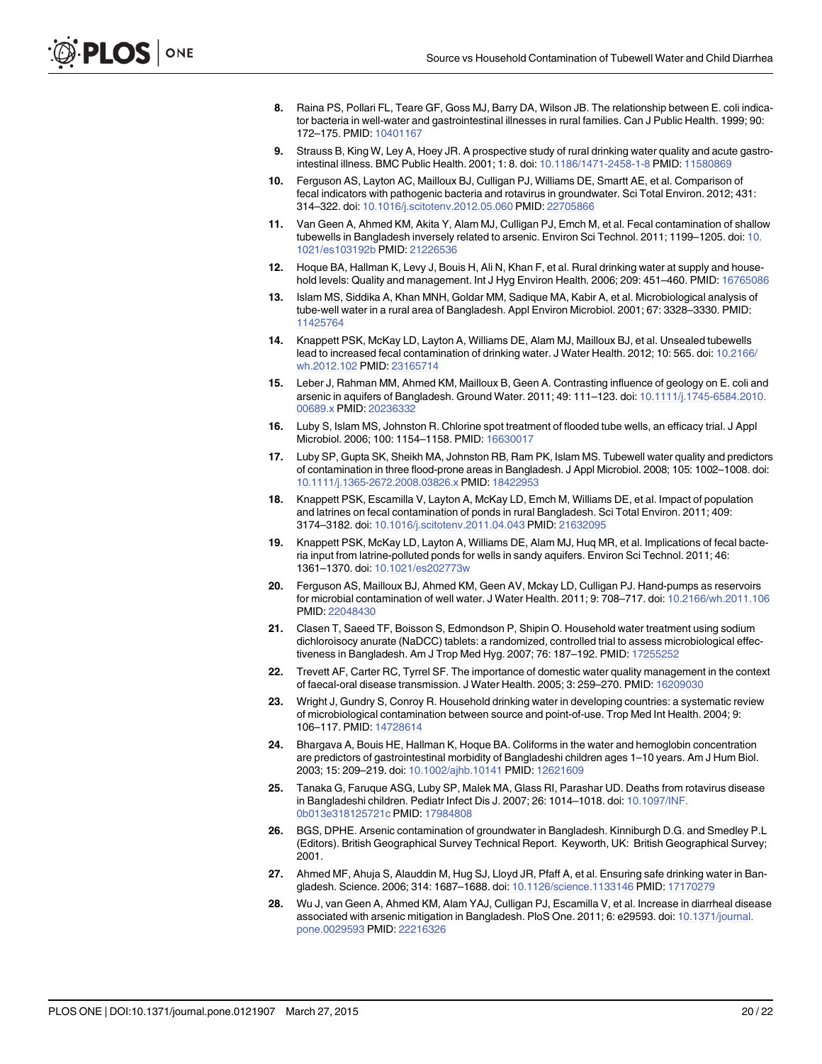8. Raina PS, Pollari FL, Teare GF, Goss MJ, Barry DA, Wilson JB. The relationship between E. coli indicator bacteria in well-water and gastrointestinal illnesses in rural families. Can J Public Health. 1999; 90: 172–175. PMID: 10401167

9. Strauss B, King W, Ley A, Hoey JR. A prospective study of rural drinking water quality and acute gastrointestinal illness. BMC Public Health. 2001; 1: 8. doi: 10.1186/1471-2458-1-8 PMID: 11580869

10. Ferguson AS, Layton AC, Mailloux BJ, Culligan PJ, Williams DE, Smartt AE, et al. Comparison of fecal indicators with pathogenic bacteria and rotavirus in groundwater. Sci Total Environ. 2012; 431: 314–322. doi: 10.1016/j.scitotenv.2012.05.060 PMID: 22705866

11. Van Geen A, Ahmed KM, Akita Y, Alam MJ, Culligan PJ, Emch M, et al. Fecal contamination of shallow tubewells in Bangladesh inversely related to arsenic. Environ Sci Technol. 2011; 1199–1205. doi: 10.1021/es103192b PMID: 21226536

12. Hoque BA, Hallman K, Levy J, Bouis H, Ali N, Khan F, et al. Rural drinking water at supply and household levels: Quality and management. Int J Hyg Environ Health. 2006; 209: 451–460. PMID: 16765086

13. Islam MS, Siddika A, Khan MNH, Goldar MM, Sadique MA, Kabir A, et al. Microbiological analysis of tube-well water in a rural area of Bangladesh. Appl Environ Microbiol. 2001; 67: 3328–3330. PMID: 11425764

14. Knappett PSK, McKay LD, Layton A, Williams DE, Alam MJ, Mailloux BJ, et al. Unsealed tubewells lead to increased fecal contamination of drinking water. J Water Health. 2012; 10: 565. doi: 10.2166/wh.2012.102 PMID: 23165714

15. Leber J, Rahman MM, Ahmed KM, Mailloux B, Geen A. Contrasting influence of geology on E. coli and arsenic in aquifers of Bangladesh. Ground Water. 2011; 49: 111–123. doi: 10.1111/j.1745-6584.2010.00689.x PMID: 20236332

16. Luby S, Islam MS, Johnston R. Chlorine spot treatment of flooded tube wells, an efficacy trial. J Appl Microbiol. 2006; 100: 1154–1158. PMID: 16630017

17. Luby SP, Gupta SK, Sheikh MA, Johnston RB, Ram PK, Islam MS. Tubewell water quality and predictors of contamination in three flood-prone areas in Bangladesh. J Appl Microbiol. 2008; 105: 1002–1008. doi: 10.1111/j.1365-2672.2008.03826.x PMID: 18422953

18. Knappett PSK, Escamilla V, Layton A, McKay LD, Emch M, Williams DE, et al. Impact of population and latrines on fecal contamination of ponds in rural Bangladesh. Sci Total Environ. 2011; 409: 3174–3182. doi: 10.1016/j.scitotenv.2011.04.043 PMID: 21632095

19. Knappett PSK, McKay LD, Layton A, Williams DE, Alam MJ, Huq MR, et al. Implications of fecal bacteria input from latrine-polluted ponds for wells in sandy aquifers. Environ Sci Technol. 2011; 46: 1361–1370. doi: 10.1021/es202773w

20. Ferguson AS, Mailloux BJ, Ahmed KM, Geen AV, Mckay LD, Culligan PJ. Hand-pumps as reservoirs for microbial contamination of well water. J Water Health. 2011; 9: 708–717. doi: 10.2166/wh.2011.106 PMID: 22048430

21. Clasen T, Saeed TF, Boisson S, Edmondson P, Shipin O. Household water treatment using sodium dichloroisocy anurate (NaDCC) tablets: a randomized, controlled trial to assess microbiological effectiveness in Bangladesh. Am J Trop Med Hyg. 2007; 76: 187–192. PMID: 17255252

22. Trevett AF, Carter RC, Tyrrel SF. The importance of domestic water quality management in the context of faecal-oral disease transmission. J Water Health. 2005; 3: 259–270. PMID: 16209030

23. Wright J, Gundry S, Conroy R. Household drinking water in developing countries: a systematic review of microbiological contamination between source and point-of-use. Trop Med Int Health. 2004; 9: 106–117. PMID: 14728614

24. Bhargava A, Bouis HE, Hallman K, Hoque BA. Coliforms in the water and hemoglobin concentration are predictors of gastrointestinal morbidity of Bangladeshi children ages 1–10 years. Am J Hum Biol. 2003; 15: 209–219. doi: 10.1002/ajhb.10141 PMID: 12621609

25. Tanaka G, Faruque ASG, Luby SP, Malek MA, Glass RI, Parashar UD. Deaths from rotavirus disease in Bangladeshi children. Pediatr Infect Dis J. 2007; 26: 1014–1018. doi: 10.1097/INF.0b013e318125721c PMID: 17984808

26. BGS, DPHE. Arsenic contamination of groundwater in Bangladesh. Kinniburgh D.G. and Smedley P.L (Editors). British Geographical Survey Technical Report. Keyworth, UK: British Geographical Survey; 2001.

27. Ahmed MF, Ahuja S, Alauddin M, Hug SJ, Lloyd JR, Pfaff A, et al. Ensuring safe drinking water in Bangladesh. Science. 2006; 314: 1687–1688. doi: 10.1126/science.1133146 PMID: 17170279

28. Wu J, van Geen A, Ahmed KM, Alam YAJ, Culligan PJ, Escamilla V, et al. Increase in diarrheal disease associated with arsenic mitigation in Bangladesh. PloS One. 2011; 6: e29593. doi: 10.1371/journal.pone.0029593 PMID: 22216326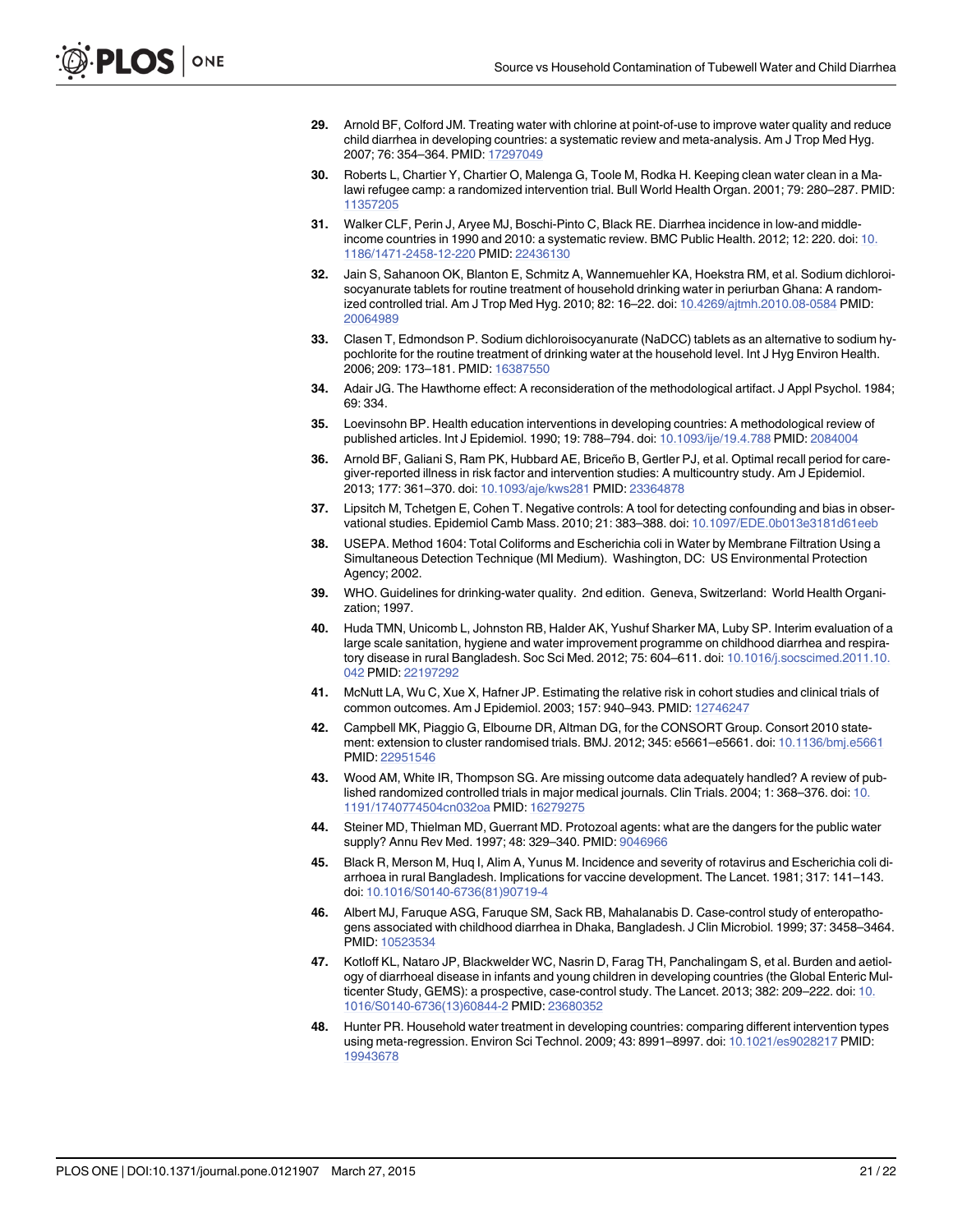29. Arnold BF, Colford JM. Treating water with chlorine at point-of-use to improve water quality and reduce child diarrhea in developing countries: a systematic review and meta-analysis. Am J Trop Med Hyg. 2007; 76: 354–364. PMID: 17297049

30. Roberts L, Chartier Y, Chartier O, Malenga G, Toole M, Rodka H. Keeping clean water clean in a Malawi refugee camp: a randomized intervention trial. Bull World Health Organ. 2001; 79: 280–287. PMID: 11357205

31. Walker CLF, Perin J, Aryee MJ, Boschi-Pinto C, Black RE. Diarrhea incidence in low-and middle-income countries in 1990 and 2010: a systematic review. BMC Public Health. 2012; 12: 220. doi: 10.1186/1471-2458-12-220 PMID: 22436130

32. Jain S, Sahanoon OK, Blanton E, Schmitz A, Wannemuehler KA, Hoekstra RM, et al. Sodium dichloroisocyanurate tablets for routine treatment of household drinking water in periurban Ghana: A randomized controlled trial. Am J Trop Med Hyg. 2010; 82: 16–22. doi: 10.4269/ajtmh.2010.08-0584 PMID: 20064989

33. Clasen T, Edmondson P. Sodium dichloroisocyanurate (NaDCC) tablets as an alternative to sodium hypochlorite for the routine treatment of drinking water at the household level. Int J Hyg Environ Health. 2006; 209: 173–181. PMID: 16387550

34. Adair JG. The Hawthorne effect: A reconsideration of the methodological artifact. J Appl Psychol. 1984; 69: 334.

35. Loevinsohn BP. Health education interventions in developing countries: A methodological review of published articles. Int J Epidemiol. 1990; 19: 788–794. doi: 10.1093/ije/19.4.788 PMID: 2084004

36. Arnold BF, Galiani S, Ram PK, Hubbard AE, Briceño B, Gertler PJ, et al. Optimal recall period for caregiver-reported illness in risk factor and intervention studies: A multicountry study. Am J Epidemiol. 2013; 177: 361–370. doi: 10.1093/aje/kws281 PMID: 23364878

37. Lipsitch M, Tchetgen E, Cohen T. Negative controls: A tool for detecting confounding and bias in observational studies. Epidemiol Camb Mass. 2010; 21: 383–388. doi: 10.1097/EDE.0b013e3181d61eeb

38. USEPA. Method 1604: Total Coliforms and Escherichia coli in Water by Membrane Filtration Using a Simultaneous Detection Technique (MI Medium). Washington, DC: US Environmental Protection Agency; 2002.

39. WHO. Guidelines for drinking-water quality. 2nd edition. Geneva, Switzerland: World Health Organization; 1997.

40. Huda TMN, Unicomb L, Johnston RB, Halder AK, Yushuf Sharker MA, Luby SP. Interim evaluation of a large scale sanitation, hygiene and water improvement programme on childhood diarrhea and respiratory disease in rural Bangladesh. Soc Sci Med. 2012; 75: 604–611. doi: 10.1016/j.socscimed.2011.10.042 PMID: 22197292

41. McNutt LA, Wu C, Xue X, Hafner JP. Estimating the relative risk in cohort studies and clinical trials of common outcomes. Am J Epidemiol. 2003; 157: 940–943. PMID: 12746247

42. Campbell MK, Piaggio G, Elbourne DR, Altman DG, for the CONSORT Group. Consort 2010 statement: extension to cluster randomised trials. BMJ. 2012; 345: e5661–e5661. doi: 10.1136/bmj.e5661 PMID: 22951546

43. Wood AM, White IR, Thompson SG. Are missing outcome data adequately handled? A review of published randomized controlled trials in major medical journals. Clin Trials. 2004; 1: 368–376. doi: 10.1191/1740774504cn032oa PMID: 16279275

44. Steiner MD, Thielman MD, Guerrant MD. Protozoal agents: what are the dangers for the public water supply? Annu Rev Med. 1997; 48: 329–340. PMID: 9046966

45. Black R, Merson M, Huq I, Alim A, Yunus M. Incidence and severity of rotavirus and Escherichia coli diarrhoea in rural Bangladesh. Implications for vaccine development. The Lancet. 1981; 317: 141–143. doi: 10.1016/S0140-6736(81)90719-4

46. Albert MJ, Faruque ASG, Faruque SM, Sack RB, Mahalanabis D. Case-control study of enteropathogens associated with childhood diarrhea in Dhaka, Bangladesh. J Clin Microbiol. 1999; 37: 3458–3464. PMID: 10523534

47. Kotloff KL, Nataro JP, Blackwelder WC, Nasrin D, Farag TH, Panchalingam S, et al. Burden and aetiology of diarrhoeal disease in infants and young children in developing countries (the Global Enteric Multicenter Study, GEMS): a prospective, case-control study. The Lancet. 2013; 382: 209–222. doi: 10.1016/S0140-6736(13)60844-2 PMID: 23680352

48. Hunter PR. Household water treatment in developing countries: comparing different intervention types using meta-regression. Environ Sci Technol. 2009; 43: 8991–8997. doi: 10.1021/es9028217 PMID: 19943678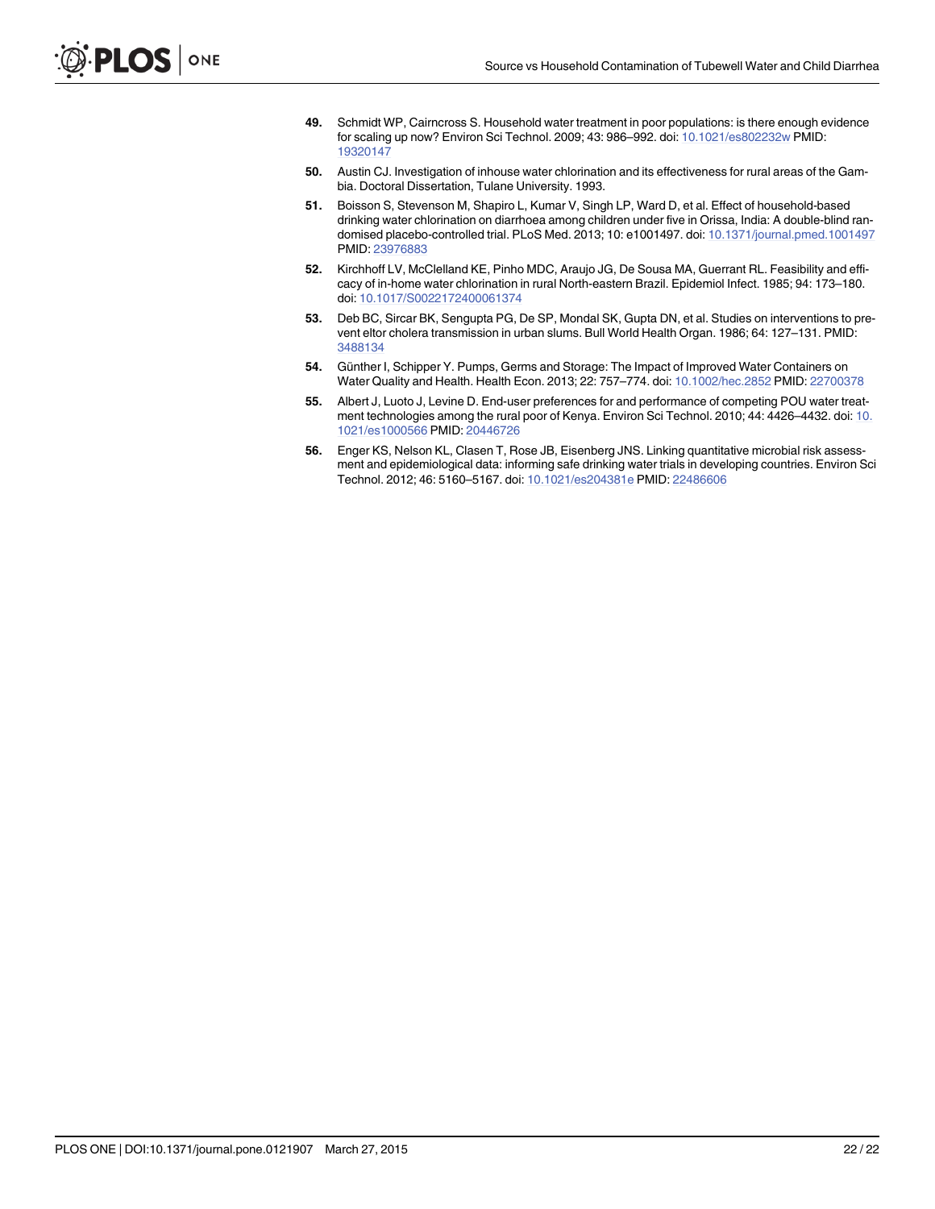49. Schmidt WP, Cairncross S. Household water treatment in poor populations: is there enough evidence for scaling up now? Environ Sci Technol. 2009; 43: 986–992. doi: 10.1021/es802232w PMID: 19320147

50. Austin CJ. Investigation of inhouse water chlorination and its effectiveness for rural areas of the Gambia. Doctoral Dissertation, Tulane University. 1993.

51. Boisson S, Stevenson M, Shapiro L, Kumar V, Singh LP, Ward D, et al. Effect of household-based drinking water chlorination on diarrhoea among children under five in Orissa, India: A double-blind randomised placebo-controlled trial. PLoS Med. 2013; 10: e1001497. doi: 10.1371/journal.pmed.1001497 PMID: 23976883

52. Kirchhoff LV, McClelland KE, Pinho MDC, Araujo JG, De Sousa MA, Guerrant RL. Feasibility and efficacy of in-home water chlorination in rural North-eastern Brazil. Epidemiol Infect. 1985; 94: 173–180. doi: 10.1017/S0022172400061374

53. Deb BC, Sircar BK, Sengupta PG, De SP, Mondal SK, Gupta DN, et al. Studies on interventions to prevent eltor cholera transmission in urban slums. Bull World Health Organ. 1986; 64: 127–131. PMID: 3488134

54. Günther I, Schipper Y. Pumps, Germs and Storage: The Impact of Improved Water Containers on Water Quality and Health. Health Econ. 2013; 22: 757–774. doi: 10.1002/hec.2852 PMID: 22700378

55. Albert J, Luoto J, Levine D. End-user preferences for and performance of competing POU water treatment technologies among the rural poor of Kenya. Environ Sci Technol. 2010; 44: 4426–4432. doi: 10.1021/es1000566 PMID: 20446726

56. Enger KS, Nelson KL, Clasen T, Rose JB, Eisenberg JNS. Linking quantitative microbial risk assessment and epidemiological data: informing safe drinking water trials in developing countries. Environ Sci Technol. 2012; 46: 5160–5167. doi: 10.1021/es204381e PMID: 22486606